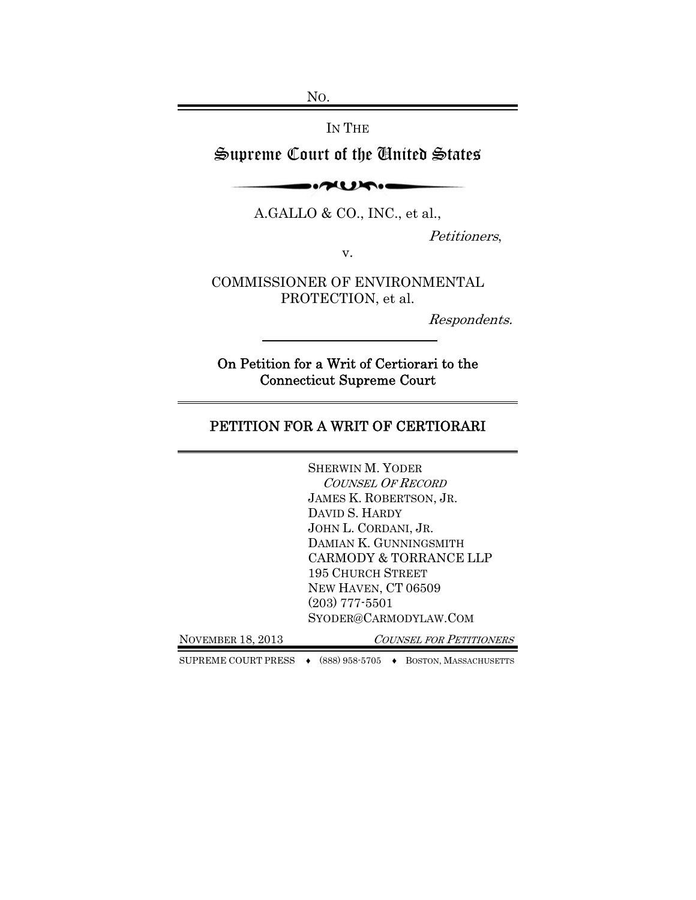No.

IN THE

# Supreme Court of the United States

A.GALLO & CO., INC., et al.,

*Petitioners*,

v.

COMMISSIONER OF ENVIRONMENTAL PROTECTION, et al.

*Respondents.*

**On Petition for a Writ of Certiorari to the Connecticut Supreme Court**

## PETITION FOR A WRIT OF CERTIORARI

SHERWIN M. YODER
*COUNSEL OF RECORD*
JAMES K. ROBERTSON, JR.
DAVID S. HARDY
JOHN L. CORDANI, JR.
DAMIAN K. GUNNINGSMITH
CARMODY & TORRANCE LLP
195 CHURCH STREET
NEW HAVEN, CT 06509
(203) 777-5501
SYODER@CARMODYLAW.COM

NOVEMBER 18, 2013 *COUNSEL FOR PETITIONERS*

SUPREME COURT PRESS ♦ (888) 958-5705 ♦ BOSTON, MASSACHUSETTS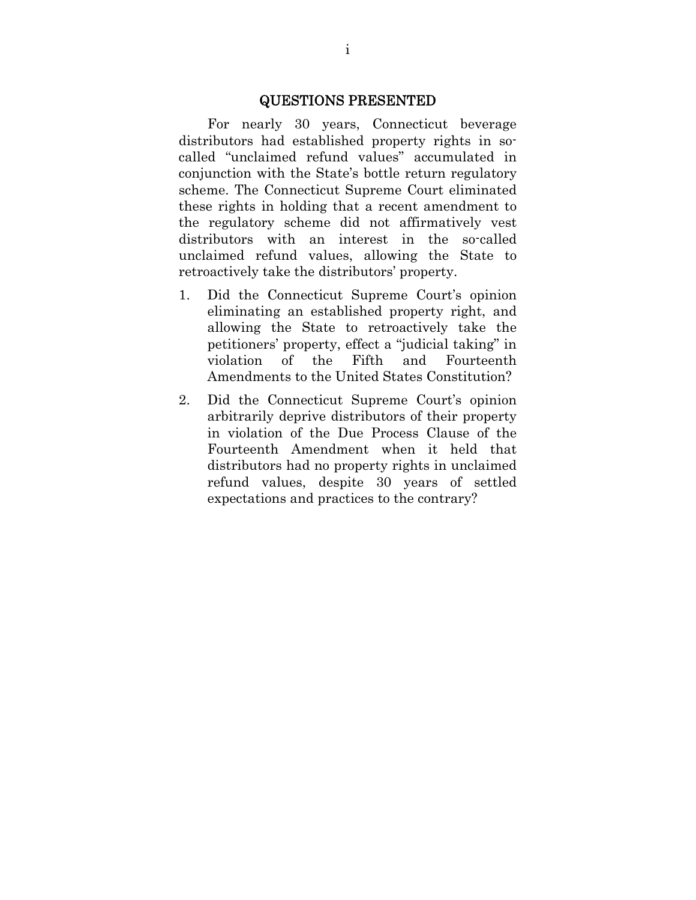## QUESTIONS PRESENTED

For nearly 30 years, Connecticut beverage distributors had established property rights in so-called "unclaimed refund values" accumulated in conjunction with the State's bottle return regulatory scheme. The Connecticut Supreme Court eliminated these rights in holding that a recent amendment to the regulatory scheme did not affirmatively vest distributors with an interest in the so-called unclaimed refund values, allowing the State to retroactively take the distributors' property.

1. Did the Connecticut Supreme Court's opinion eliminating an established property right, and allowing the State to retroactively take the petitioners' property, effect a "judicial taking" in violation of the Fifth and Fourteenth Amendments to the United States Constitution?

2. Did the Connecticut Supreme Court's opinion arbitrarily deprive distributors of their property in violation of the Due Process Clause of the Fourteenth Amendment when it held that distributors had no property rights in unclaimed refund values, despite 30 years of settled expectations and practices to the contrary?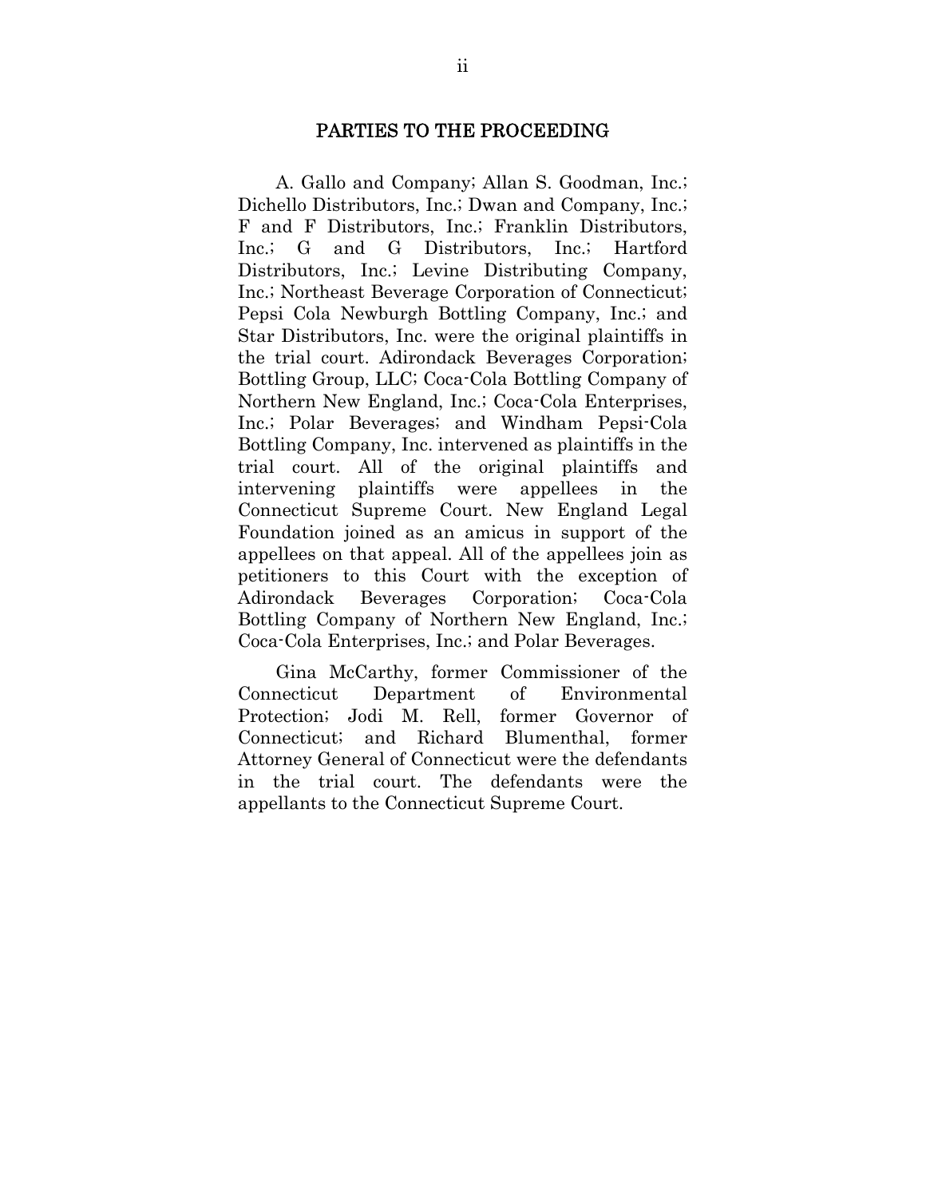## PARTIES TO THE PROCEEDING

A. Gallo and Company; Allan S. Goodman, Inc.; Dichello Distributors, Inc.; Dwan and Company, Inc.; F and F Distributors, Inc.; Franklin Distributors, Inc.; G and G Distributors, Inc.; Hartford Distributors, Inc.; Levine Distributing Company, Inc.; Northeast Beverage Corporation of Connecticut; Pepsi Cola Newburgh Bottling Company, Inc.; and Star Distributors, Inc. were the original plaintiffs in the trial court. Adirondack Beverages Corporation; Bottling Group, LLC; Coca-Cola Bottling Company of Northern New England, Inc.; Coca-Cola Enterprises, Inc.; Polar Beverages; and Windham Pepsi-Cola Bottling Company, Inc. intervened as plaintiffs in the trial court. All of the original plaintiffs and intervening plaintiffs were appellees in the Connecticut Supreme Court. New England Legal Foundation joined as an amicus in support of the appellees on that appeal. All of the appellees join as petitioners to this Court with the exception of Adirondack Beverages Corporation; Coca-Cola Bottling Company of Northern New England, Inc.; Coca-Cola Enterprises, Inc.; and Polar Beverages.

Gina McCarthy, former Commissioner of the Connecticut Department of Environmental Protection; Jodi M. Rell, former Governor of Connecticut; and Richard Blumenthal, former Attorney General of Connecticut were the defendants in the trial court. The defendants were the appellants to the Connecticut Supreme Court.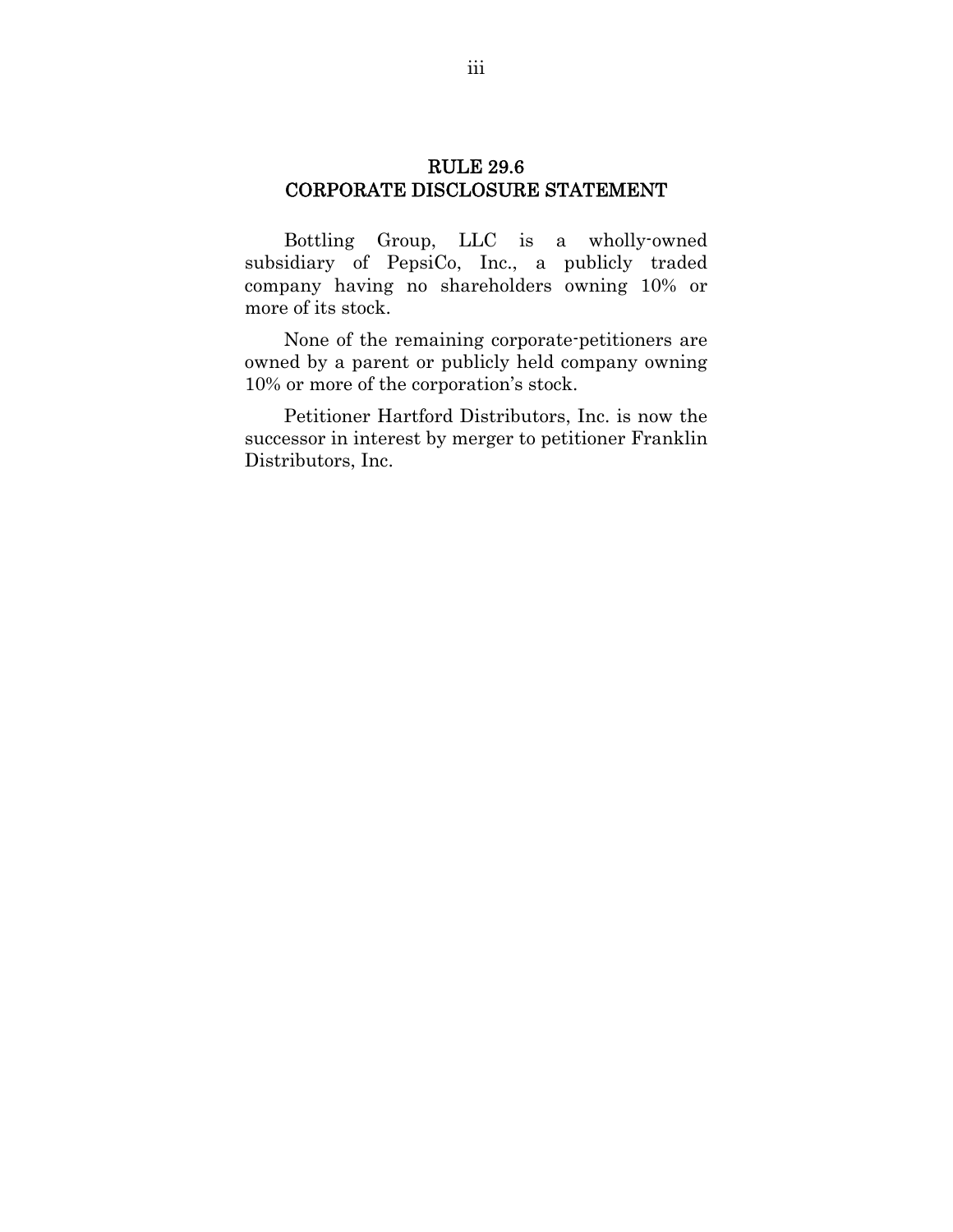# RULE 29.6
# CORPORATE DISCLOSURE STATEMENT

Bottling Group, LLC is a wholly-owned subsidiary of PepsiCo, Inc., a publicly traded company having no shareholders owning 10% or more of its stock.

None of the remaining corporate-petitioners are owned by a parent or publicly held company owning 10% or more of the corporation's stock.

Petitioner Hartford Distributors, Inc. is now the successor in interest by merger to petitioner Franklin Distributors, Inc.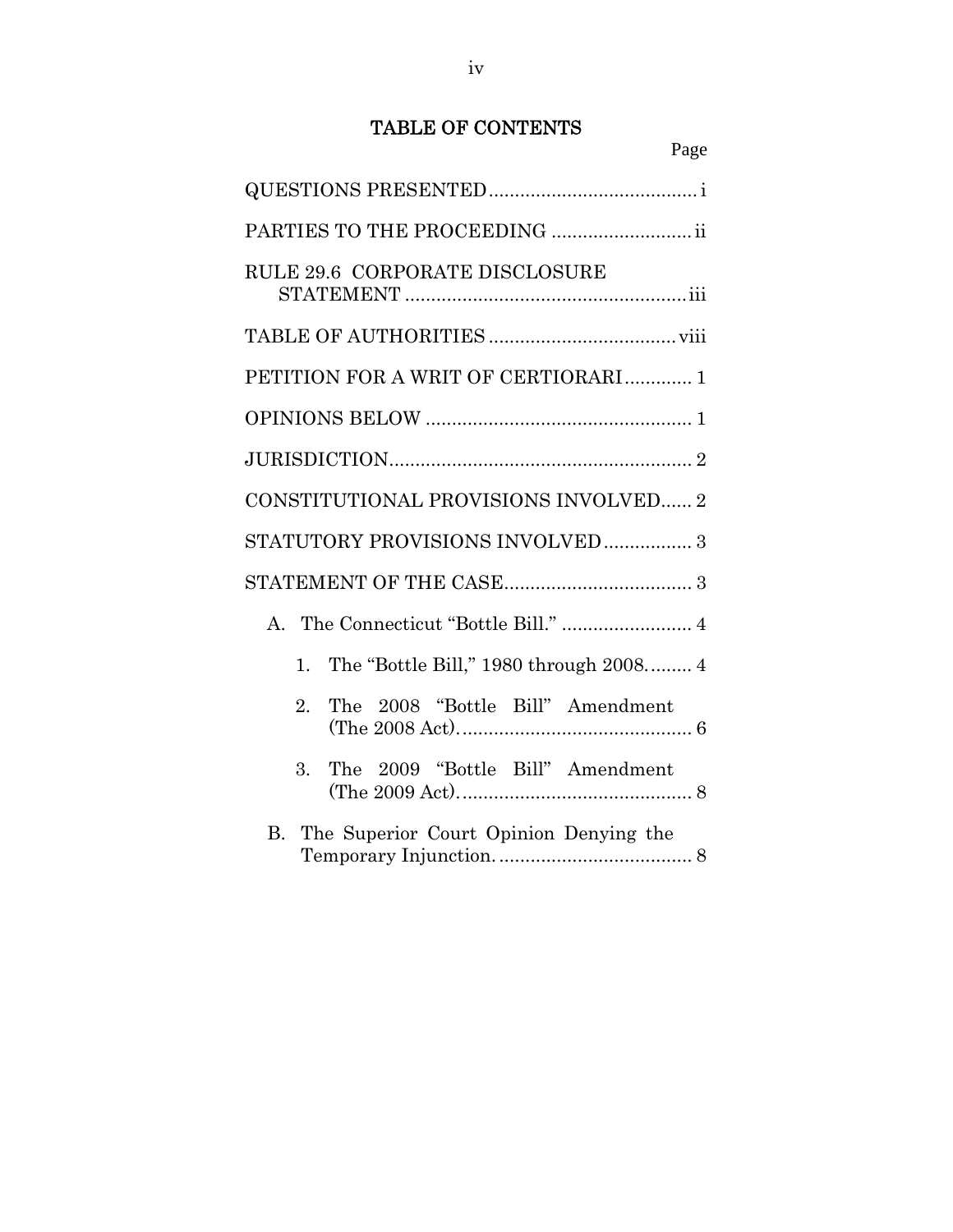# TABLE OF CONTENTS

| | Page |
|---|---|
| QUESTIONS PRESENTED | i |
| PARTIES TO THE PROCEEDING | ii |
| RULE 29.6 CORPORATE DISCLOSURE STATEMENT | iii |
| TABLE OF AUTHORITIES | viii |
| PETITION FOR A WRIT OF CERTIORARI | 1 |
| OPINIONS BELOW | 1 |
| JURISDICTION | 2 |
| CONSTITUTIONAL PROVISIONS INVOLVED | 2 |
| STATUTORY PROVISIONS INVOLVED | 3 |
| STATEMENT OF THE CASE | 3 |
| A. The Connecticut "Bottle Bill." | 4 |
| 1. The "Bottle Bill," 1980 through 2008. | 4 |
| 2. The 2008 "Bottle Bill" Amendment (The 2008 Act). | 6 |
| 3. The 2009 "Bottle Bill" Amendment (The 2009 Act). | 8 |
| B. The Superior Court Opinion Denying the Temporary Injunction. | 8 |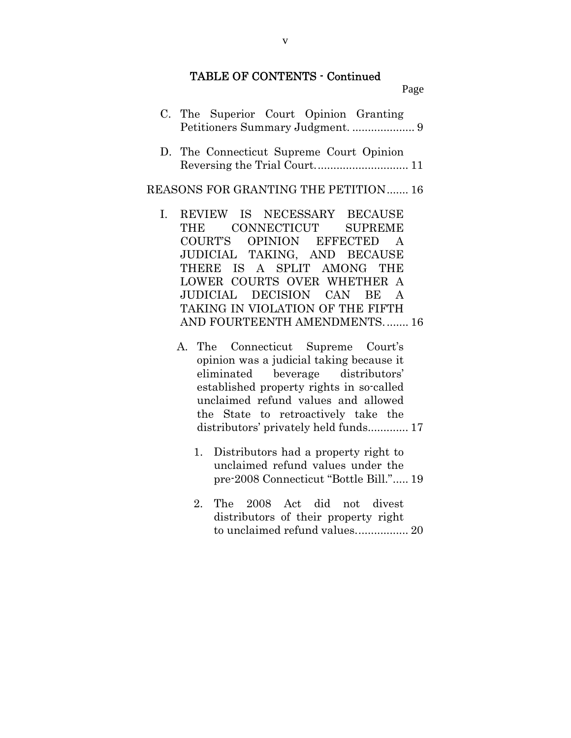## TABLE OF CONTENTS - Continued

Page

C. The Superior Court Opinion Granting Petitioners Summary Judgment. .................... 9

D. The Connecticut Supreme Court Opinion Reversing the Trial Court.............................. 11

REASONS FOR GRANTING THE PETITION....... 16

I. REVIEW IS NECESSARY BECAUSE THE CONNECTICUT SUPREME COURT'S OPINION EFFECTED A JUDICIAL TAKING, AND BECAUSE THERE IS A SPLIT AMONG THE LOWER COURTS OVER WHETHER A JUDICIAL DECISION CAN BE A TAKING IN VIOLATION OF THE FIFTH AND FOURTEENTH AMENDMENTS........ 16

A. The Connecticut Supreme Court's opinion was a judicial taking because it eliminated beverage distributors' established property rights in so-called unclaimed refund values and allowed the State to retroactively take the distributors' privately held funds............. 17

1. Distributors had a property right to unclaimed refund values under the pre-2008 Connecticut "Bottle Bill."..... 19

2. The 2008 Act did not divest distributors of their property right to unclaimed refund values................. 20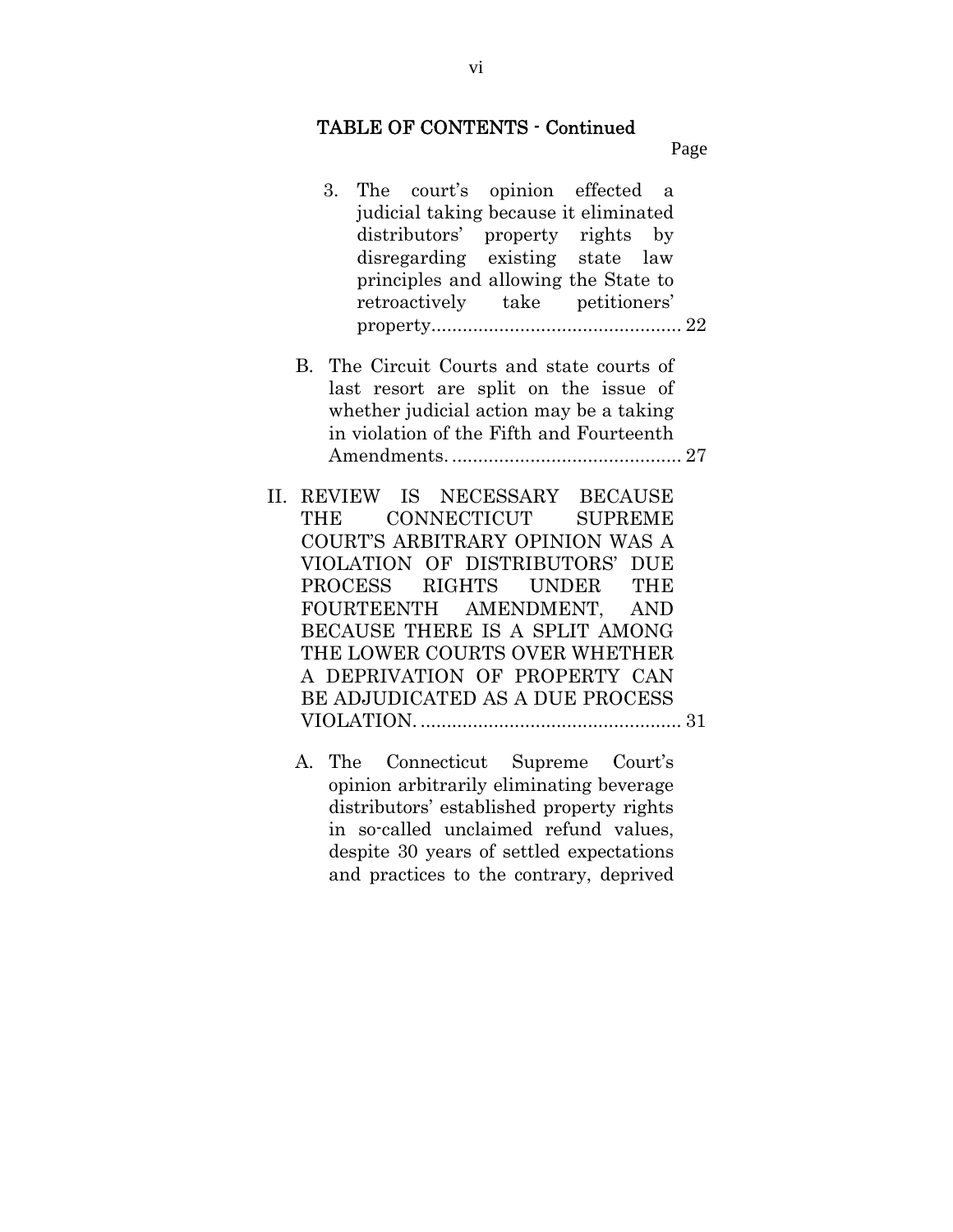TABLE OF CONTENTS - Continued

Page

3. The court's opinion effected a judicial taking because it eliminated distributors' property rights by disregarding existing state law principles and allowing the State to retroactively take petitioners' property ................................................ 22

B. The Circuit Courts and state courts of last resort are split on the issue of whether judicial action may be a taking in violation of the Fifth and Fourteenth Amendments. ............................................ 27

II. REVIEW IS NECESSARY BECAUSE THE CONNECTICUT SUPREME COURT'S ARBITRARY OPINION WAS A VIOLATION OF DISTRIBUTORS' DUE PROCESS RIGHTS UNDER THE FOURTEENTH AMENDMENT, AND BECAUSE THERE IS A SPLIT AMONG THE LOWER COURTS OVER WHETHER A DEPRIVATION OF PROPERTY CAN BE ADJUDICATED AS A DUE PROCESS VIOLATION. .................................................. 31

A. The Connecticut Supreme Court's opinion arbitrarily eliminating beverage distributors' established property rights in so-called unclaimed refund values, despite 30 years of settled expectations and practices to the contrary, deprived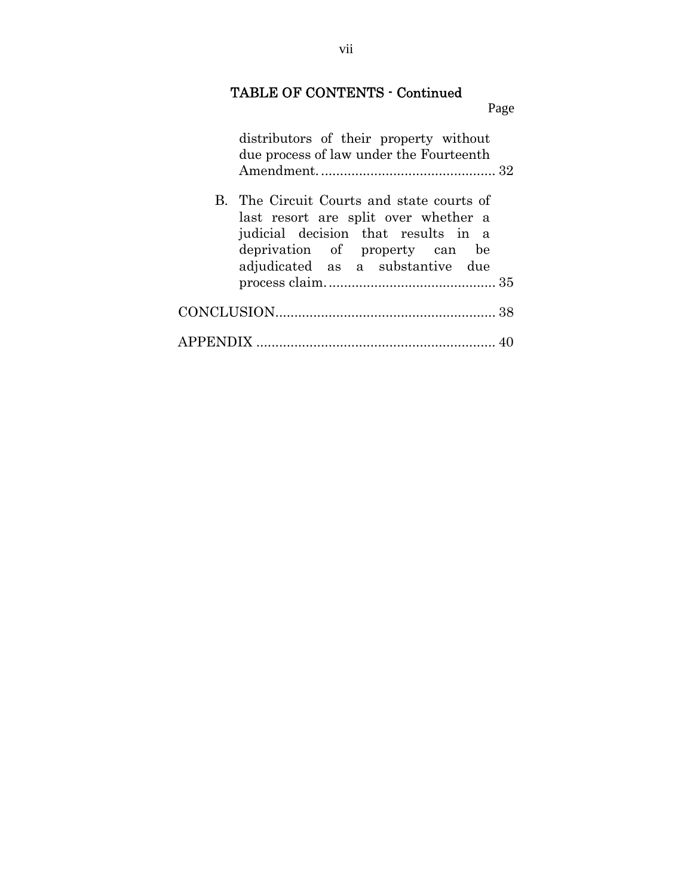## TABLE OF CONTENTS - Continued

| | Page |
|---|---|
| distributors of their property without due process of law under the Fourteenth Amendment. | 32 |
| B. The Circuit Courts and state courts of last resort are split over whether a judicial decision that results in a deprivation of property can be adjudicated as a substantive due process claim. | 35 |
| CONCLUSION | 38 |
| APPENDIX | 40 |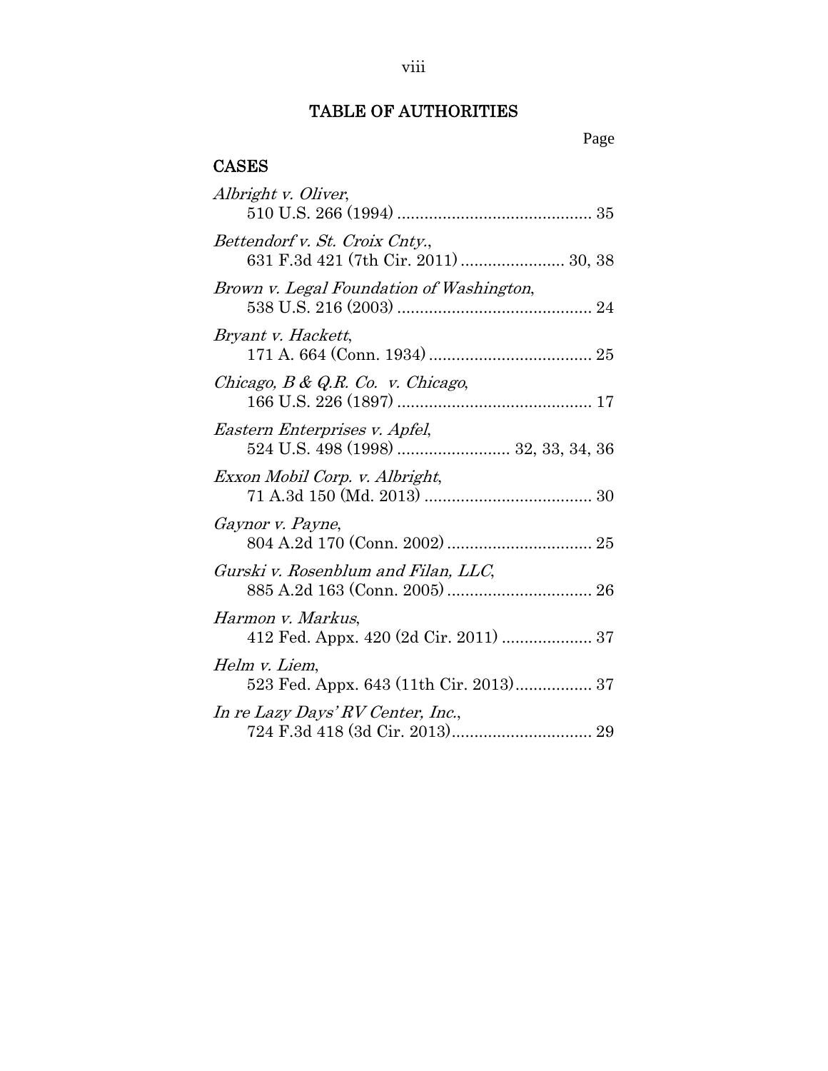# TABLE OF AUTHORITIES

Page

## CASES

*Albright v. Oliver*,
510 U.S. 266 (1994) .......................................... 35

*Bettendorf v. St. Croix Cnty.*,
631 F.3d 421 (7th Cir. 2011) ...................... 30, 38

*Brown v. Legal Foundation of Washington*,
538 U.S. 216 (2003) .......................................... 24

*Bryant v. Hackett*,
171 A. 664 (Conn. 1934) .................................... 25

*Chicago, B & Q.R. Co. v. Chicago*,
166 U.S. 226 (1897) .......................................... 17

*Eastern Enterprises v. Apfel*,
524 U.S. 498 (1998) ........................ 32, 33, 34, 36

*Exxon Mobil Corp. v. Albright*,
71 A.3d 150 (Md. 2013) .................................... 30

*Gaynor v. Payne*,
804 A.2d 170 (Conn. 2002) ................................ 25

*Gurski v. Rosenblum and Filan, LLC*,
885 A.2d 163 (Conn. 2005) ................................ 26

*Harmon v. Markus*,
412 Fed. Appx. 420 (2d Cir. 2011) .................... 37

*Helm v. Liem*,
523 Fed. Appx. 643 (11th Cir. 2013)................. 37

*In re Lazy Days' RV Center, Inc.*,
724 F.3d 418 (3d Cir. 2013)............................... 29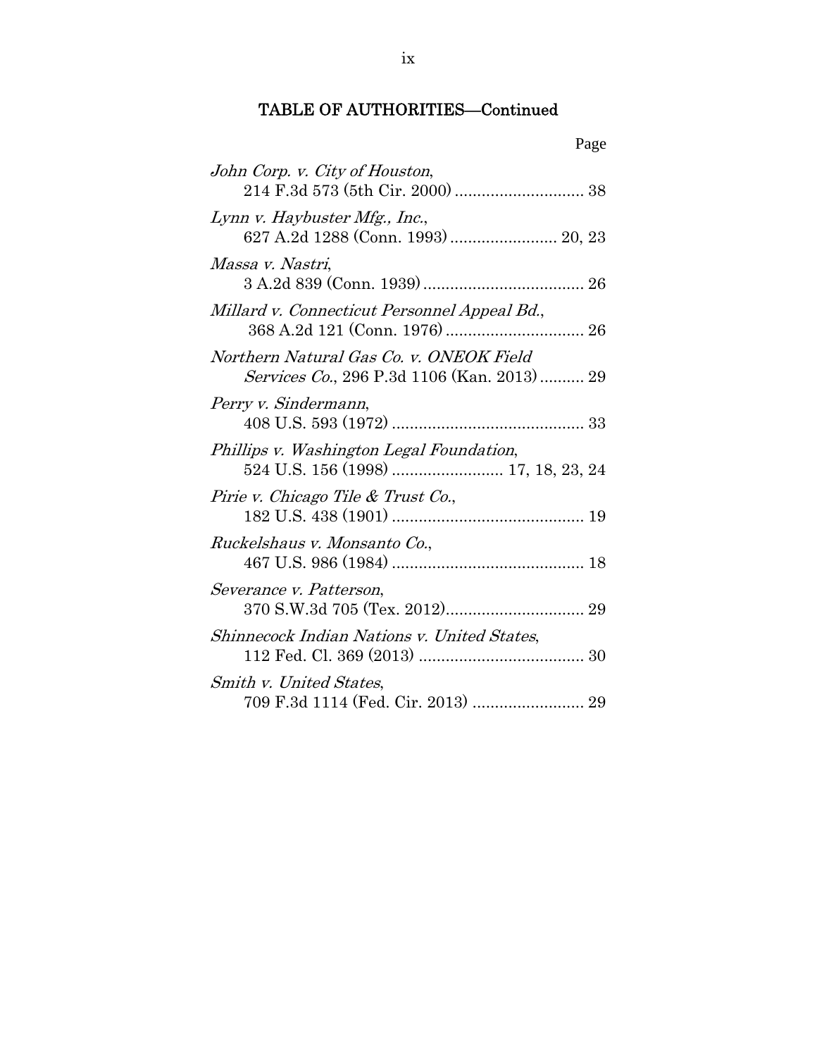## TABLE OF AUTHORITIES—Continued

Page

*John Corp. v. City of Houston*, 214 F.3d 573 (5th Cir. 2000) ............................ 38

*Lynn v. Haybuster Mfg., Inc.*, 627 A.2d 1288 (Conn. 1993) ........................ 20, 23

*Massa v. Nastri*, 3 A.2d 839 (Conn. 1939) .................................... 26

*Millard v. Connecticut Personnel Appeal Bd.*, 368 A.2d 121 (Conn. 1976) ............................... 26

*Northern Natural Gas Co. v. ONEOK Field Services Co.*, 296 P.3d 1106 (Kan. 2013) .......... 29

*Perry v. Sindermann*, 408 U.S. 593 (1972) ........................................... 33

*Phillips v. Washington Legal Foundation*, 524 U.S. 156 (1998) ......................... 17, 18, 23, 24

*Pirie v. Chicago Tile & Trust Co.*, 182 U.S. 438 (1901) ........................................... 19

*Ruckelshaus v. Monsanto Co.*, 467 U.S. 986 (1984) ........................................... 18

*Severance v. Patterson*, 370 S.W.3d 705 (Tex. 2012)............................... 29

*Shinnecock Indian Nations v. United States*, 112 Fed. Cl. 369 (2013) ..................................... 30

*Smith v. United States*, 709 F.3d 1114 (Fed. Cir. 2013) ......................... 29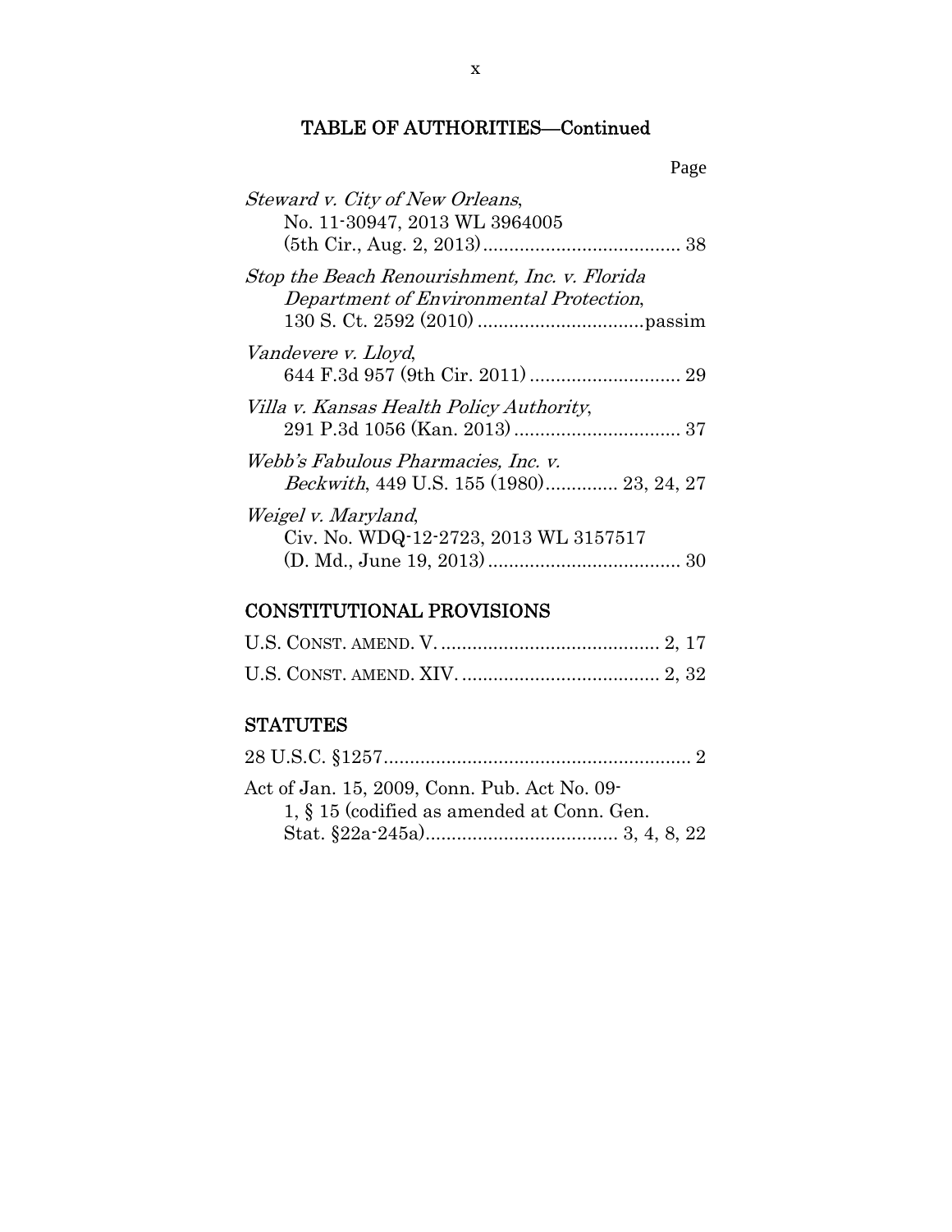## TABLE OF AUTHORITIES—Continued

Page

*Steward v. City of New Orleans*, No. 11-30947, 2013 WL 3964005 (5th Cir., Aug. 2, 2013) ........................................ 38

*Stop the Beach Renourishment, Inc. v. Florida Department of Environmental Protection*, 130 S. Ct. 2592 (2010) ................................passim

*Vandevere v. Lloyd*, 644 F.3d 957 (9th Cir. 2011) ............................ 29

*Villa v. Kansas Health Policy Authority*, 291 P.3d 1056 (Kan. 2013) ................................ 37

*Webb's Fabulous Pharmacies, Inc. v. Beckwith*, 449 U.S. 155 (1980)............. 23, 24, 27

*Weigel v. Maryland*, Civ. No. WDQ-12-2723, 2013 WL 3157517 (D. Md., June 19, 2013) .................................... 30

## CONSTITUTIONAL PROVISIONS

U.S. CONST. AMEND. V. ......................................... 2, 17

U.S. CONST. AMEND. XIV. ..................................... 2, 32

## STATUTES

28 U.S.C. §1257........................................................... 2

Act of Jan. 15, 2009, Conn. Pub. Act No. 09-1, § 15 (codified as amended at Conn. Gen. Stat. §22a-245a)..................................... 3, 4, 8, 22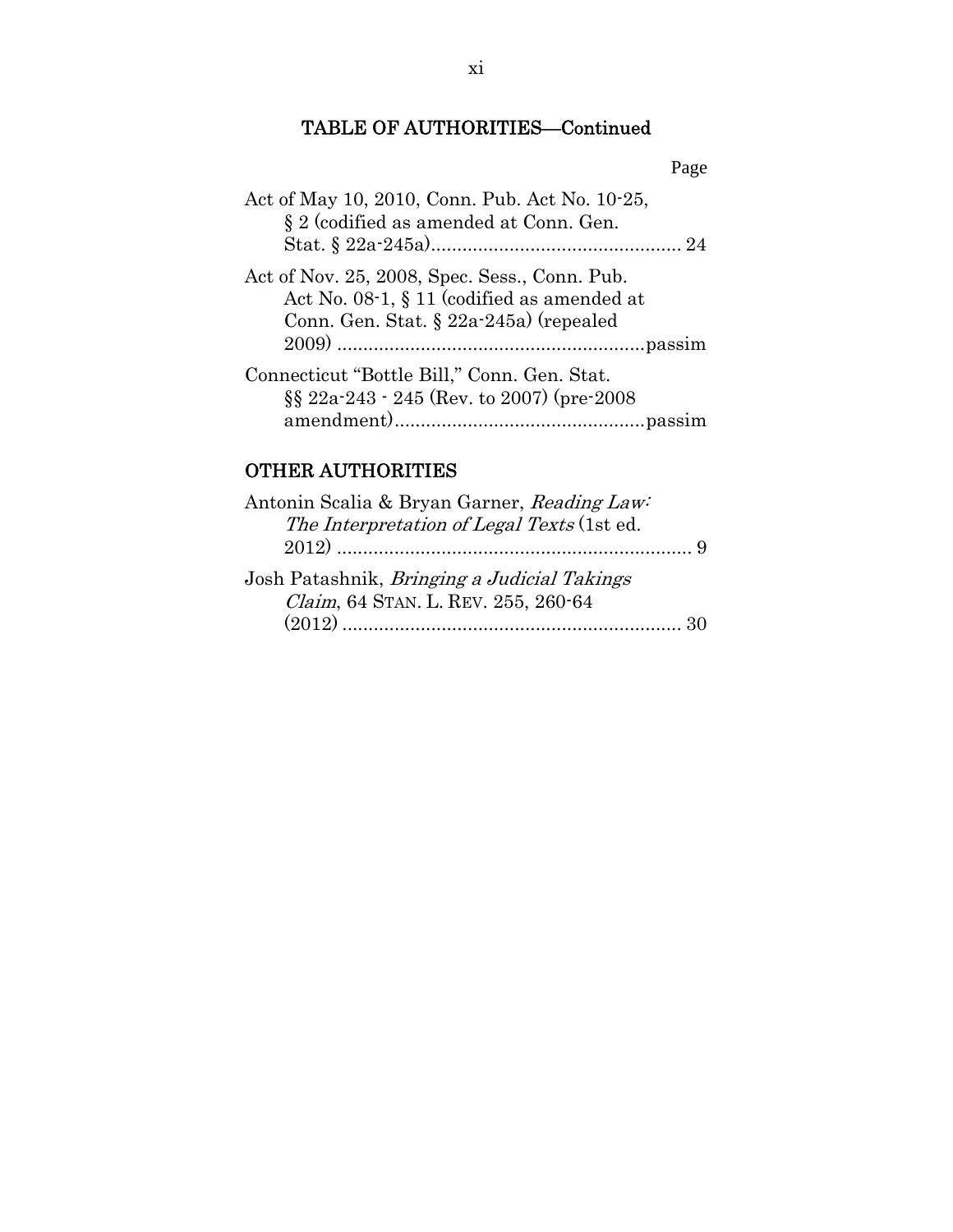TABLE OF AUTHORITIES—Continued

Page

Act of May 10, 2010, Conn. Pub. Act No. 10-25, § 2 (codified as amended at Conn. Gen. Stat. § 22a-245a) ................................................ 24

Act of Nov. 25, 2008, Spec. Sess., Conn. Pub. Act No. 08-1, § 11 (codified as amended at Conn. Gen. Stat. § 22a-245a) (repealed 2009) ..........................................................passim

Connecticut "Bottle Bill," Conn. Gen. Stat. §§ 22a-243 - 245 (Rev. to 2007) (pre-2008 amendment)................................................passim

## OTHER AUTHORITIES

Antonin Scalia & Bryan Garner, *Reading Law: The Interpretation of Legal Texts* (1st ed. 2012) .................................................................... 9

Josh Patashnik, *Bringing a Judicial Takings Claim*, 64 STAN. L. REV. 255, 260-64 (2012) ................................................................ 30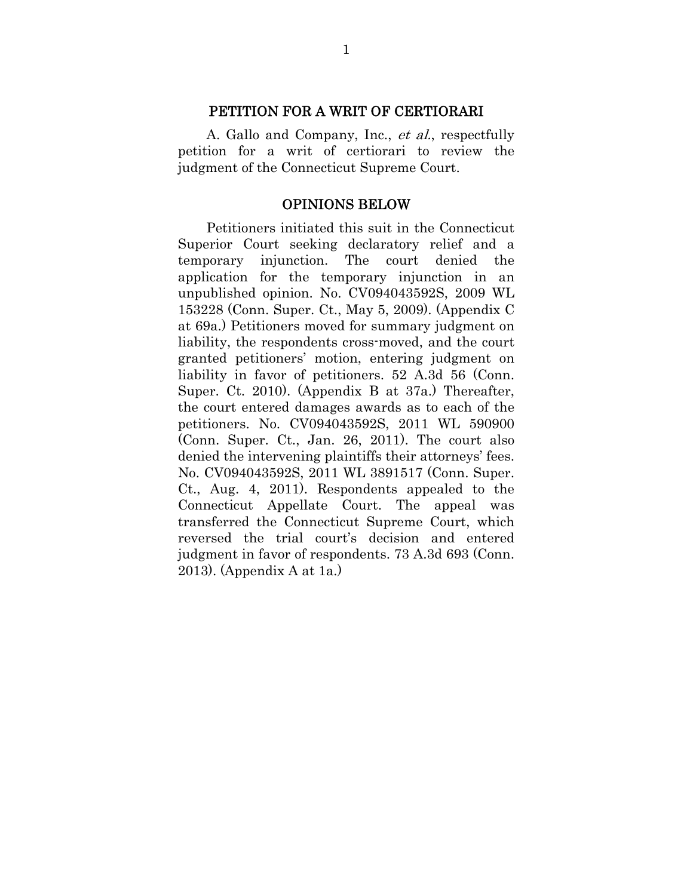## PETITION FOR A WRIT OF CERTIORARI

A. Gallo and Company, Inc., *et al.*, respectfully petition for a writ of certiorari to review the judgment of the Connecticut Supreme Court.

## OPINIONS BELOW

Petitioners initiated this suit in the Connecticut Superior Court seeking declaratory relief and a temporary injunction. The court denied the application for the temporary injunction in an unpublished opinion. No. CV094043592S, 2009 WL 153228 (Conn. Super. Ct., May 5, 2009). (Appendix C at 69a.) Petitioners moved for summary judgment on liability, the respondents cross-moved, and the court granted petitioners' motion, entering judgment on liability in favor of petitioners. 52 A.3d 56 (Conn. Super. Ct. 2010). (Appendix B at 37a.) Thereafter, the court entered damages awards as to each of the petitioners. No. CV094043592S, 2011 WL 590900 (Conn. Super. Ct., Jan. 26, 2011). The court also denied the intervening plaintiffs their attorneys' fees. No. CV094043592S, 2011 WL 3891517 (Conn. Super. Ct., Aug. 4, 2011). Respondents appealed to the Connecticut Appellate Court. The appeal was transferred the Connecticut Supreme Court, which reversed the trial court's decision and entered judgment in favor of respondents. 73 A.3d 693 (Conn. 2013). (Appendix A at 1a.)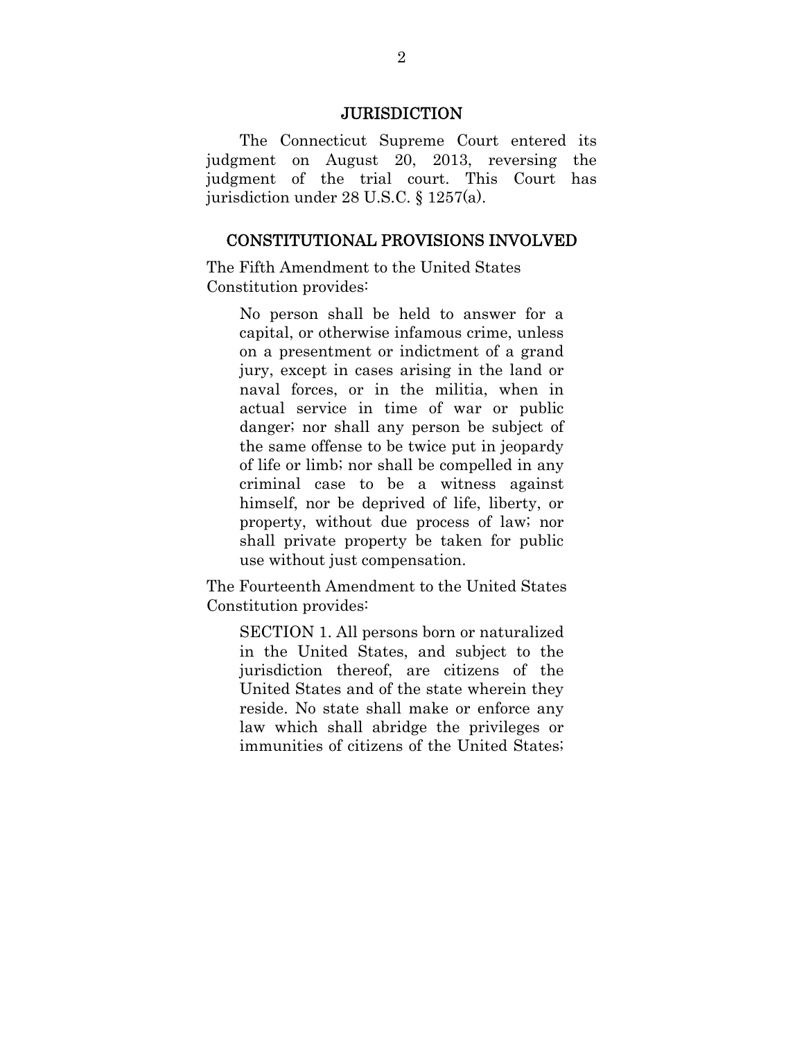## JURISDICTION

The Connecticut Supreme Court entered its judgment on August 20, 2013, reversing the judgment of the trial court. This Court has jurisdiction under 28 U.S.C. § 1257(a).

## CONSTITUTIONAL PROVISIONS INVOLVED

The Fifth Amendment to the United States Constitution provides:

> No person shall be held to answer for a capital, or otherwise infamous crime, unless on a presentment or indictment of a grand jury, except in cases arising in the land or naval forces, or in the militia, when in actual service in time of war or public danger; nor shall any person be subject of the same offense to be twice put in jeopardy of life or limb; nor shall be compelled in any criminal case to be a witness against himself, nor be deprived of life, liberty, or property, without due process of law; nor shall private property be taken for public use without just compensation.

The Fourteenth Amendment to the United States Constitution provides:

> SECTION 1. All persons born or naturalized in the United States, and subject to the jurisdiction thereof, are citizens of the United States and of the state wherein they reside. No state shall make or enforce any law which shall abridge the privileges or immunities of citizens of the United States;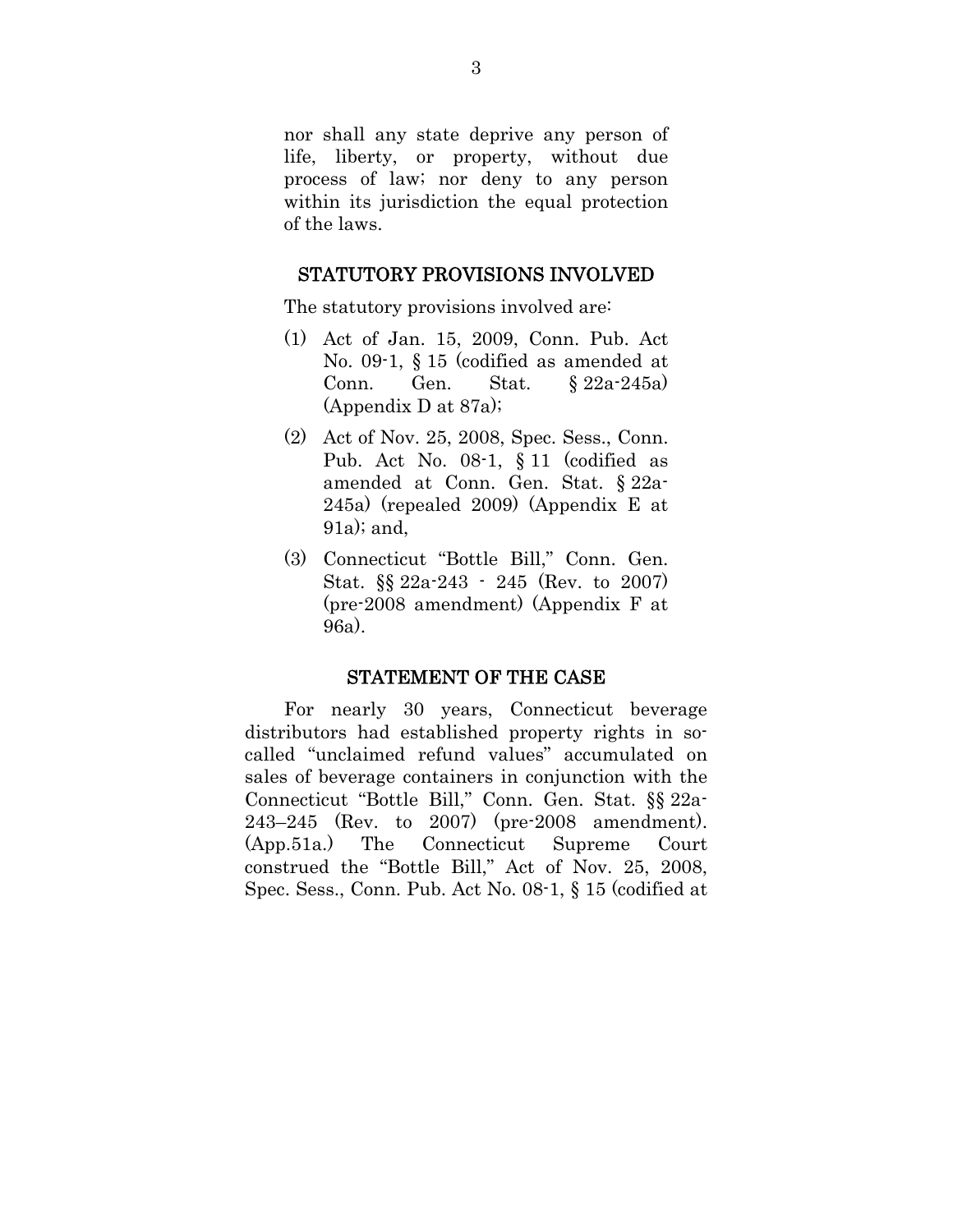nor shall any state deprive any person of life, liberty, or property, without due process of law; nor deny to any person within its jurisdiction the equal protection of the laws.

## STATUTORY PROVISIONS INVOLVED

The statutory provisions involved are:

(1) Act of Jan. 15, 2009, Conn. Pub. Act No. 09-1, § 15 (codified as amended at Conn. Gen. Stat. § 22a-245a) (Appendix D at 87a);

(2) Act of Nov. 25, 2008, Spec. Sess., Conn. Pub. Act No. 08-1, § 11 (codified as amended at Conn. Gen. Stat. § 22a-245a) (repealed 2009) (Appendix E at 91a); and,

(3) Connecticut "Bottle Bill," Conn. Gen. Stat. §§ 22a-243 - 245 (Rev. to 2007) (pre-2008 amendment) (Appendix F at 96a).

## STATEMENT OF THE CASE

For nearly 30 years, Connecticut beverage distributors had established property rights in so-called "unclaimed refund values" accumulated on sales of beverage containers in conjunction with the Connecticut "Bottle Bill," Conn. Gen. Stat. §§ 22a-243–245 (Rev. to 2007) (pre-2008 amendment). (App.51a.) The Connecticut Supreme Court construed the "Bottle Bill," Act of Nov. 25, 2008, Spec. Sess., Conn. Pub. Act No. 08-1, § 15 (codified at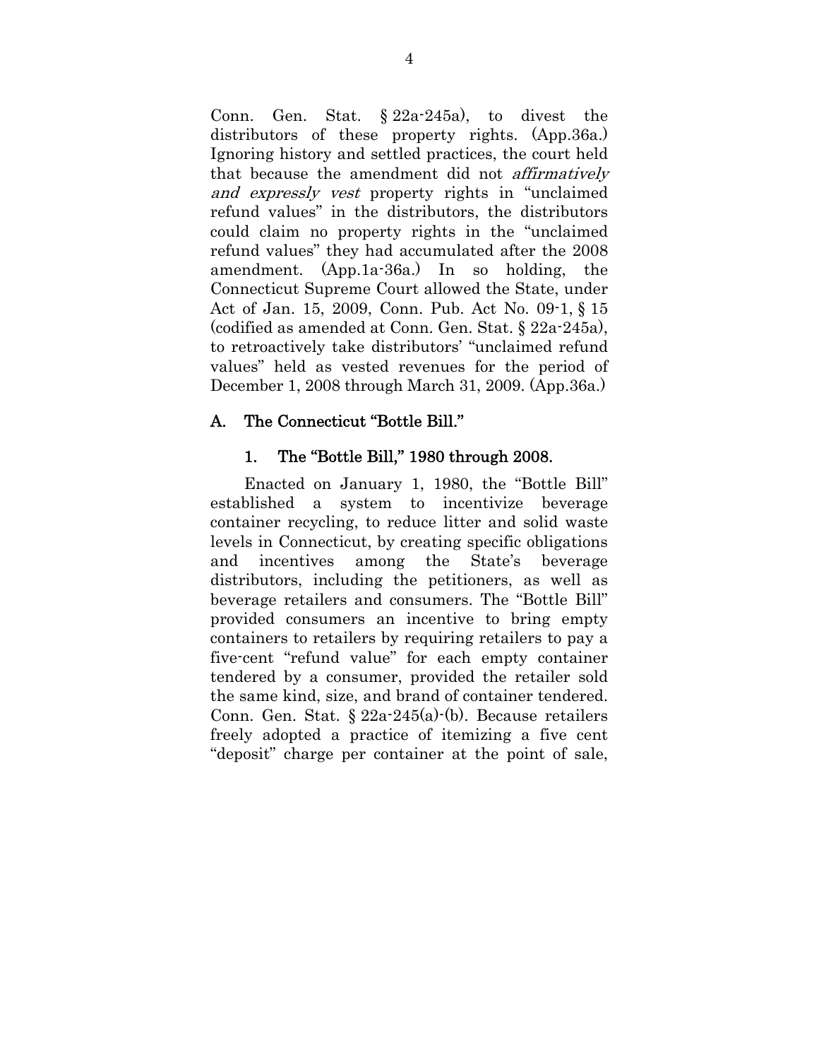Conn. Gen. Stat. § 22a-245a), to divest the distributors of these property rights. (App.36a.) Ignoring history and settled practices, the court held that because the amendment did not *affirmatively and expressly vest* property rights in "unclaimed refund values" in the distributors, the distributors could claim no property rights in the "unclaimed refund values" they had accumulated after the 2008 amendment. (App.1a-36a.) In so holding, the Connecticut Supreme Court allowed the State, under Act of Jan. 15, 2009, Conn. Pub. Act No. 09-1, § 15 (codified as amended at Conn. Gen. Stat. § 22a-245a), to retroactively take distributors' "unclaimed refund values" held as vested revenues for the period of December 1, 2008 through March 31, 2009. (App.36a.)

## A. The Connecticut "Bottle Bill."

### 1. The "Bottle Bill," 1980 through 2008.

Enacted on January 1, 1980, the "Bottle Bill" established a system to incentivize beverage container recycling, to reduce litter and solid waste levels in Connecticut, by creating specific obligations and incentives among the State's beverage distributors, including the petitioners, as well as beverage retailers and consumers. The "Bottle Bill" provided consumers an incentive to bring empty containers to retailers by requiring retailers to pay a five-cent "refund value" for each empty container tendered by a consumer, provided the retailer sold the same kind, size, and brand of container tendered. Conn. Gen. Stat. § 22a-245(a)-(b). Because retailers freely adopted a practice of itemizing a five cent "deposit" charge per container at the point of sale,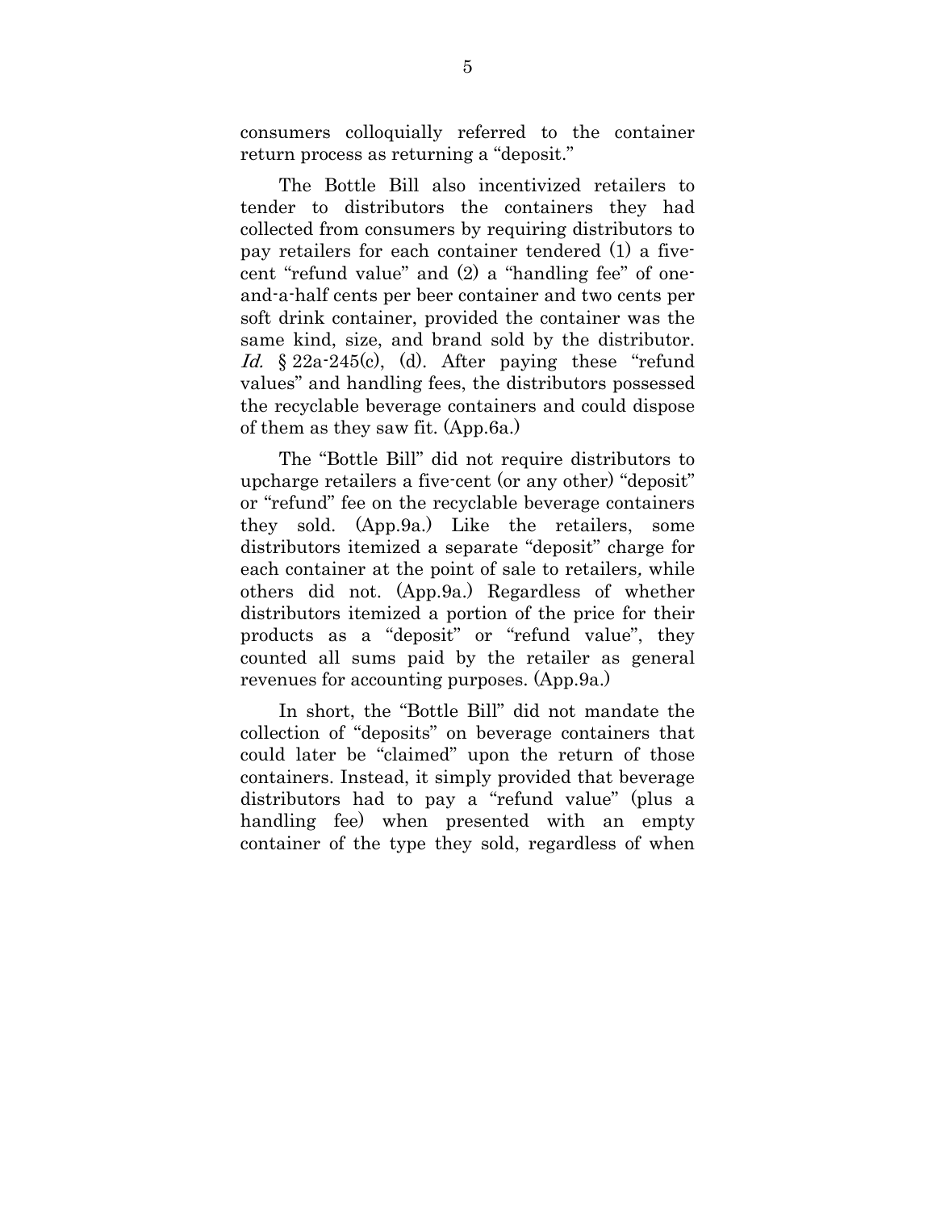consumers colloquially referred to the container return process as returning a "deposit."

The Bottle Bill also incentivized retailers to tender to distributors the containers they had collected from consumers by requiring distributors to pay retailers for each container tendered (1) a five-cent "refund value" and (2) a "handling fee" of one-and-a-half cents per beer container and two cents per soft drink container, provided the container was the same kind, size, and brand sold by the distributor. *Id.* § 22a-245(c), (d). After paying these "refund values" and handling fees, the distributors possessed the recyclable beverage containers and could dispose of them as they saw fit. (App.6a.)

The "Bottle Bill" did not require distributors to upcharge retailers a five-cent (or any other) "deposit" or "refund" fee on the recyclable beverage containers they sold. (App.9a.) Like the retailers, some distributors itemized a separate "deposit" charge for each container at the point of sale to retailers, while others did not. (App.9a.) Regardless of whether distributors itemized a portion of the price for their products as a "deposit" or "refund value", they counted all sums paid by the retailer as general revenues for accounting purposes. (App.9a.)

In short, the "Bottle Bill" did not mandate the collection of "deposits" on beverage containers that could later be "claimed" upon the return of those containers. Instead, it simply provided that beverage distributors had to pay a "refund value" (plus a handling fee) when presented with an empty container of the type they sold, regardless of when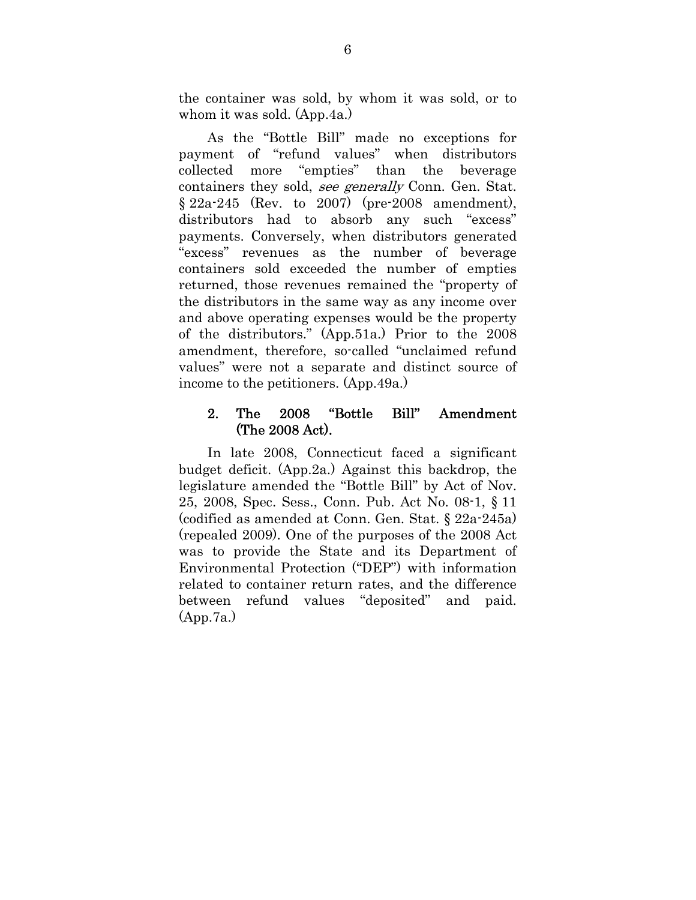the container was sold, by whom it was sold, or to whom it was sold. (App.4a.)

As the "Bottle Bill" made no exceptions for payment of "refund values" when distributors collected more "empties" than the beverage containers they sold, *see generally* Conn. Gen. Stat. § 22a-245 (Rev. to 2007) (pre-2008 amendment), distributors had to absorb any such "excess" payments. Conversely, when distributors generated "excess" revenues as the number of beverage containers sold exceeded the number of empties returned, those revenues remained the "property of the distributors in the same way as any income over and above operating expenses would be the property of the distributors." (App.51a.) Prior to the 2008 amendment, therefore, so-called "unclaimed refund values" were not a separate and distinct source of income to the petitioners. (App.49a.)

### 2. The 2008 "Bottle Bill" Amendment (The 2008 Act).

In late 2008, Connecticut faced a significant budget deficit. (App.2a.) Against this backdrop, the legislature amended the "Bottle Bill" by Act of Nov. 25, 2008, Spec. Sess., Conn. Pub. Act No. 08-1, § 11 (codified as amended at Conn. Gen. Stat. § 22a-245a) (repealed 2009). One of the purposes of the 2008 Act was to provide the State and its Department of Environmental Protection ("DEP") with information related to container return rates, and the difference between refund values "deposited" and paid. (App.7a.)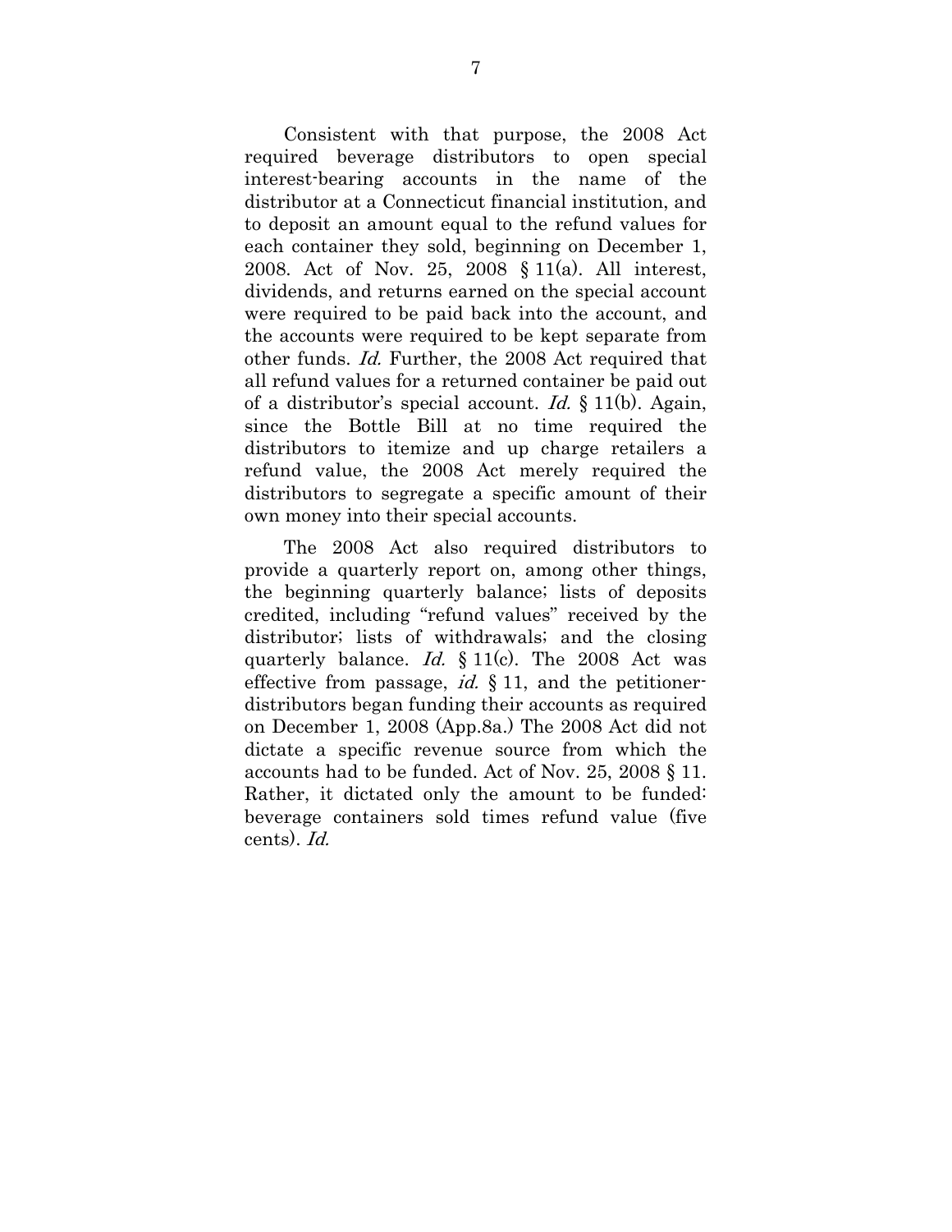Consistent with that purpose, the 2008 Act required beverage distributors to open special interest-bearing accounts in the name of the distributor at a Connecticut financial institution, and to deposit an amount equal to the refund values for each container they sold, beginning on December 1, 2008. Act of Nov. 25, 2008 § 11(a). All interest, dividends, and returns earned on the special account were required to be paid back into the account, and the accounts were required to be kept separate from other funds. *Id.* Further, the 2008 Act required that all refund values for a returned container be paid out of a distributor's special account. *Id.* § 11(b). Again, since the Bottle Bill at no time required the distributors to itemize and up charge retailers a refund value, the 2008 Act merely required the distributors to segregate a specific amount of their own money into their special accounts.

The 2008 Act also required distributors to provide a quarterly report on, among other things, the beginning quarterly balance; lists of deposits credited, including "refund values" received by the distributor; lists of withdrawals; and the closing quarterly balance. *Id.* § 11(c). The 2008 Act was effective from passage, *id.* § 11, and the petitioner-distributors began funding their accounts as required on December 1, 2008 (App.8a.) The 2008 Act did not dictate a specific revenue source from which the accounts had to be funded. Act of Nov. 25, 2008 § 11. Rather, it dictated only the amount to be funded: beverage containers sold times refund value (five cents). *Id.*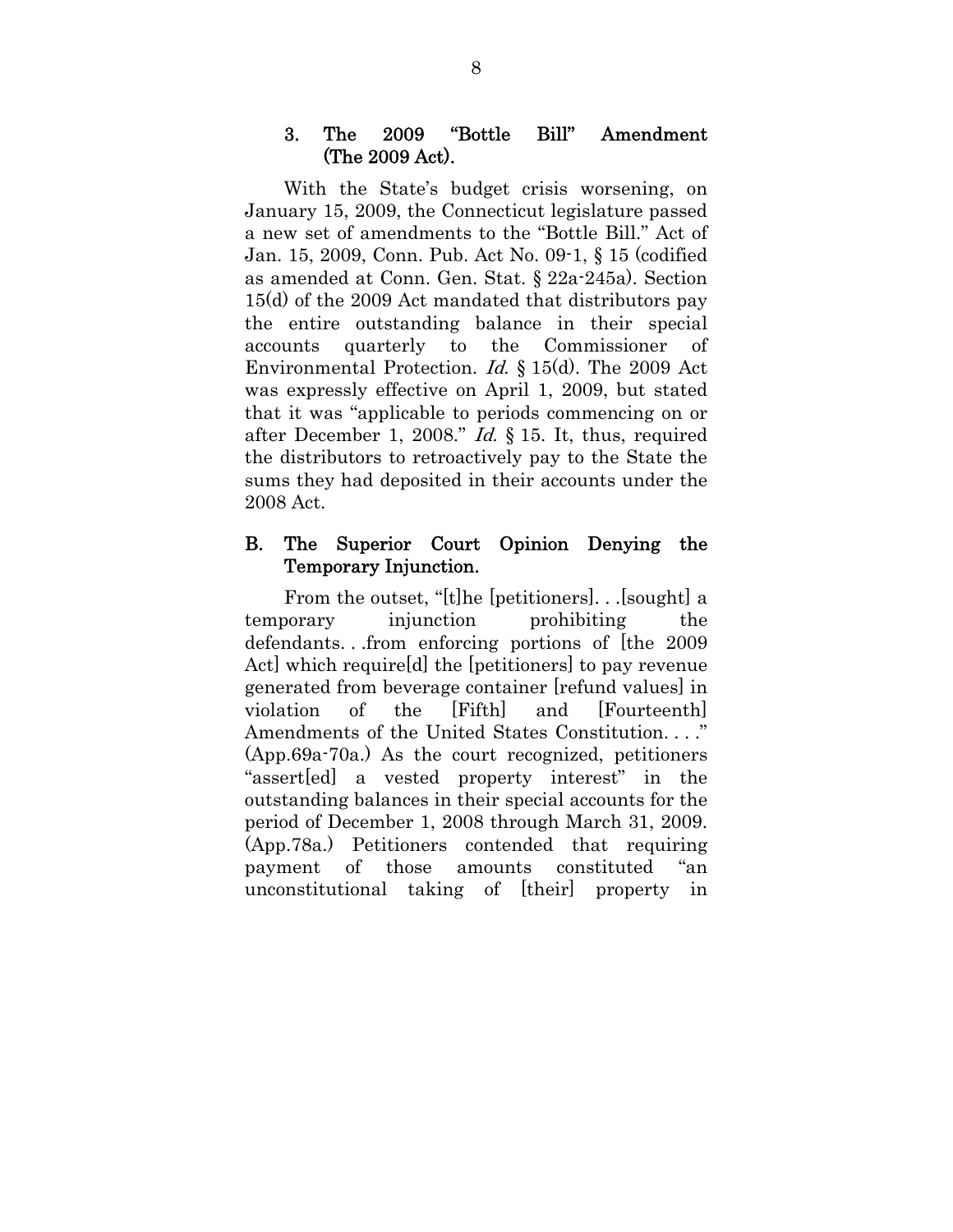### 3. The 2009 "Bottle Bill" Amendment (The 2009 Act).

With the State's budget crisis worsening, on January 15, 2009, the Connecticut legislature passed a new set of amendments to the "Bottle Bill." Act of Jan. 15, 2009, Conn. Pub. Act No. 09-1, § 15 (codified as amended at Conn. Gen. Stat. § 22a-245a). Section 15(d) of the 2009 Act mandated that distributors pay the entire outstanding balance in their special accounts quarterly to the Commissioner of Environmental Protection. *Id.* § 15(d). The 2009 Act was expressly effective on April 1, 2009, but stated that it was "applicable to periods commencing on or after December 1, 2008." *Id.* § 15. It, thus, required the distributors to retroactively pay to the State the sums they had deposited in their accounts under the 2008 Act.

## B. The Superior Court Opinion Denying the Temporary Injunction.

From the outset, "[t]he [petitioners]. . .[sought] a temporary injunction prohibiting the defendants. . .from enforcing portions of [the 2009 Act] which require[d] the [petitioners] to pay revenue generated from beverage container [refund values] in violation of the [Fifth] and [Fourteenth] Amendments of the United States Constitution. . . ." (App.69a-70a.) As the court recognized, petitioners "assert[ed] a vested property interest" in the outstanding balances in their special accounts for the period of December 1, 2008 through March 31, 2009. (App.78a.) Petitioners contended that requiring payment of those amounts constituted "an unconstitutional taking of [their] property in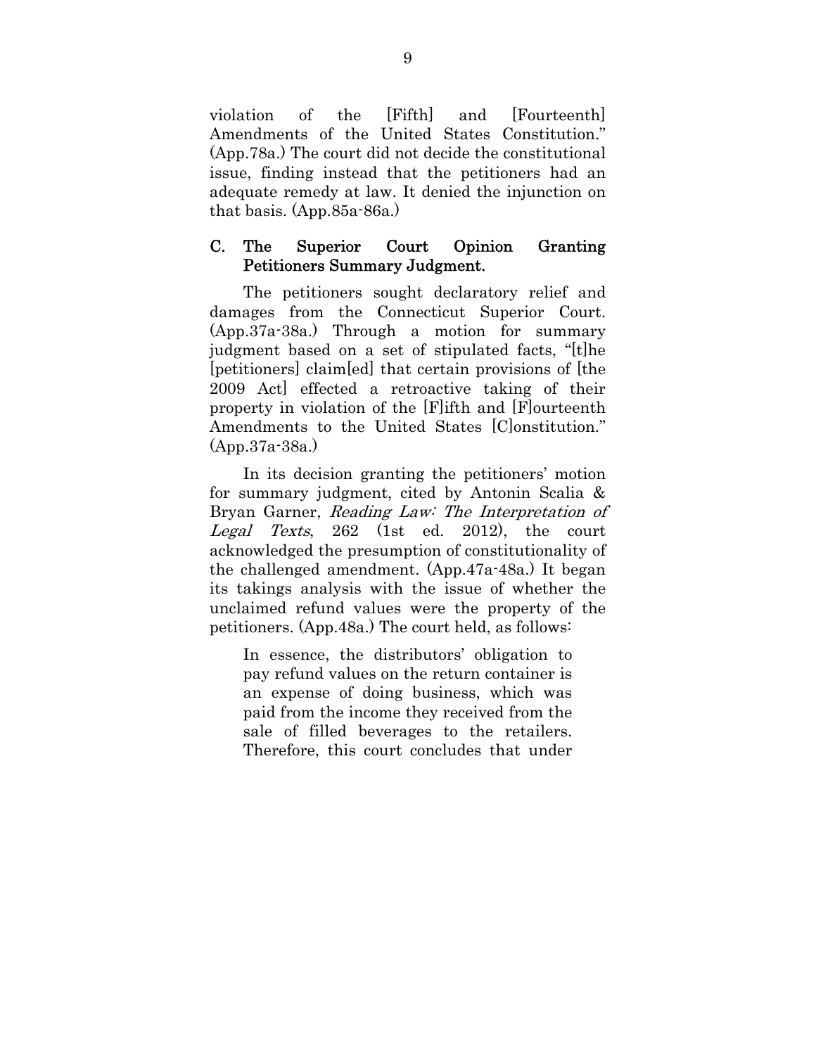violation of the [Fifth] and [Fourteenth] Amendments of the United States Constitution." (App.78a.) The court did not decide the constitutional issue, finding instead that the petitioners had an adequate remedy at law. It denied the injunction on that basis. (App.85a-86a.)

### C. The Superior Court Opinion Granting Petitioners Summary Judgment.

The petitioners sought declaratory relief and damages from the Connecticut Superior Court. (App.37a-38a.) Through a motion for summary judgment based on a set of stipulated facts, "[t]he [petitioners] claim[ed] that certain provisions of [the 2009 Act] effected a retroactive taking of their property in violation of the [F]ifth and [F]ourteenth Amendments to the United States [C]onstitution." (App.37a-38a.)

In its decision granting the petitioners' motion for summary judgment, cited by Antonin Scalia & Bryan Garner, *Reading Law: The Interpretation of Legal Texts*, 262 (1st ed. 2012), the court acknowledged the presumption of constitutionality of the challenged amendment. (App.47a-48a.) It began its takings analysis with the issue of whether the unclaimed refund values were the property of the petitioners. (App.48a.) The court held, as follows:

> In essence, the distributors' obligation to pay refund values on the return container is an expense of doing business, which was paid from the income they received from the sale of filled beverages to the retailers. Therefore, this court concludes that under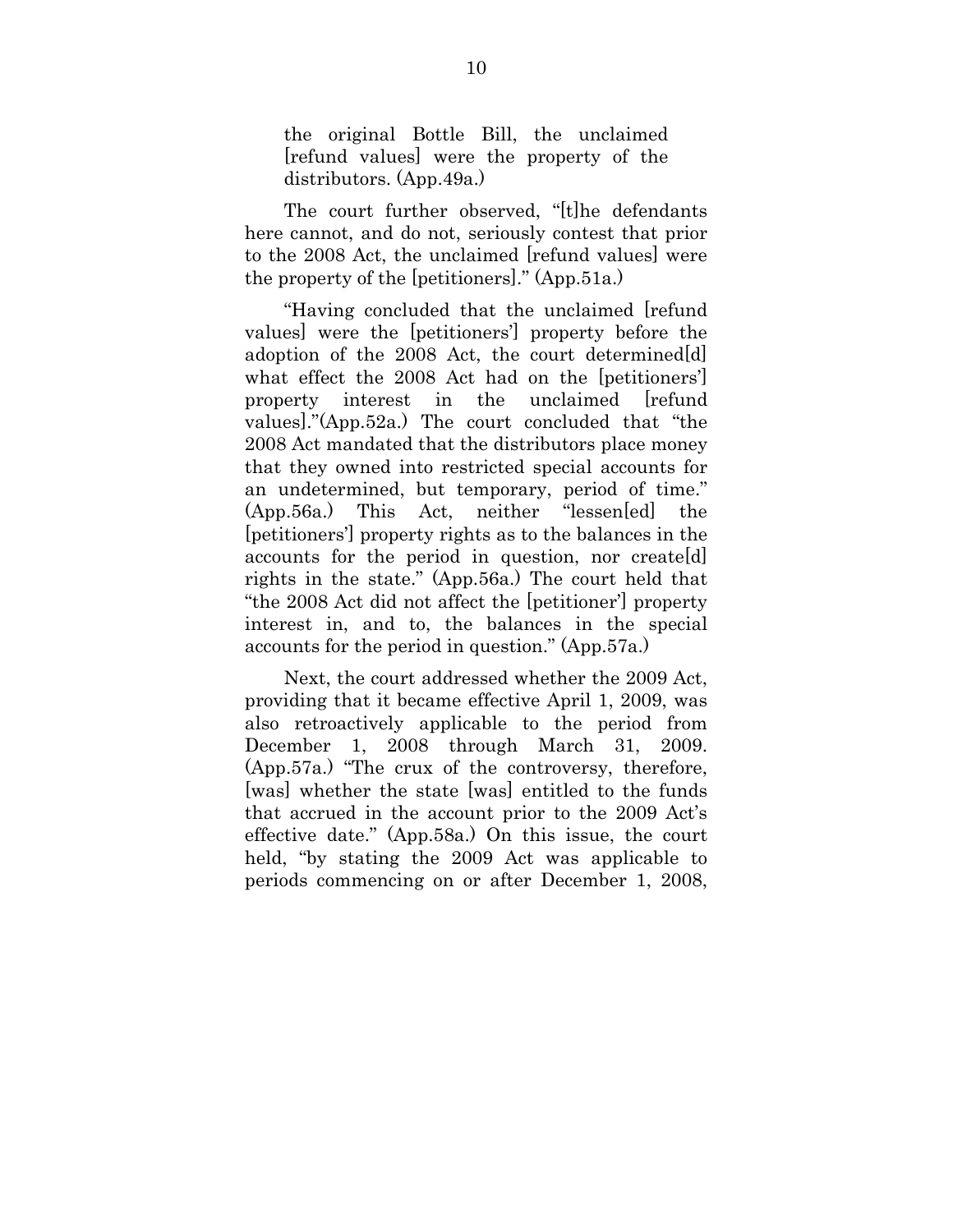the original Bottle Bill, the unclaimed [refund values] were the property of the distributors. (App.49a.)

The court further observed, "[t]he defendants here cannot, and do not, seriously contest that prior to the 2008 Act, the unclaimed [refund values] were the property of the [petitioners]." (App.51a.)

"Having concluded that the unclaimed [refund values] were the [petitioners'] property before the adoption of the 2008 Act, the court determined[d] what effect the 2008 Act had on the [petitioners'] property interest in the unclaimed [refund values]."(App.52a.) The court concluded that "the 2008 Act mandated that the distributors place money that they owned into restricted special accounts for an undetermined, but temporary, period of time." (App.56a.) This Act, neither "lessen[ed] the [petitioners'] property rights as to the balances in the accounts for the period in question, nor create[d] rights in the state." (App.56a.) The court held that "the 2008 Act did not affect the [petitioner'] property interest in, and to, the balances in the special accounts for the period in question." (App.57a.)

Next, the court addressed whether the 2009 Act, providing that it became effective April 1, 2009, was also retroactively applicable to the period from December 1, 2008 through March 31, 2009. (App.57a.) "The crux of the controversy, therefore, [was] whether the state [was] entitled to the funds that accrued in the account prior to the 2009 Act's effective date." (App.58a.) On this issue, the court held, "by stating the 2009 Act was applicable to periods commencing on or after December 1, 2008,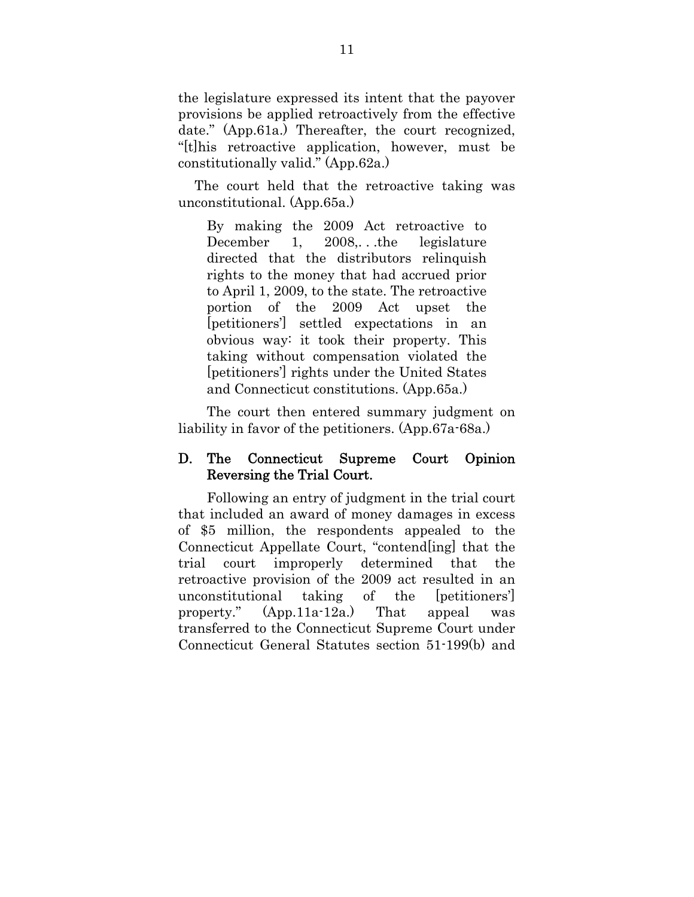the legislature expressed its intent that the payover provisions be applied retroactively from the effective date." (App.61a.) Thereafter, the court recognized, "[t]his retroactive application, however, must be constitutionally valid." (App.62a.)

The court held that the retroactive taking was unconstitutional. (App.65a.)

> By making the 2009 Act retroactive to December 1, 2008,. . .the legislature directed that the distributors relinquish rights to the money that had accrued prior to April 1, 2009, to the state. The retroactive portion of the 2009 Act upset the [petitioners'] settled expectations in an obvious way: it took their property. This taking without compensation violated the [petitioners'] rights under the United States and Connecticut constitutions. (App.65a.)

The court then entered summary judgment on liability in favor of the petitioners. (App.67a-68a.)

### D. The Connecticut Supreme Court Opinion Reversing the Trial Court.

Following an entry of judgment in the trial court that included an award of money damages in excess of $5 million, the respondents appealed to the Connecticut Appellate Court, "contend[ing] that the trial court improperly determined that the retroactive provision of the 2009 act resulted in an unconstitutional taking of the [petitioners'] property." (App.11a-12a.) That appeal was transferred to the Connecticut Supreme Court under Connecticut General Statutes section 51-199(b) and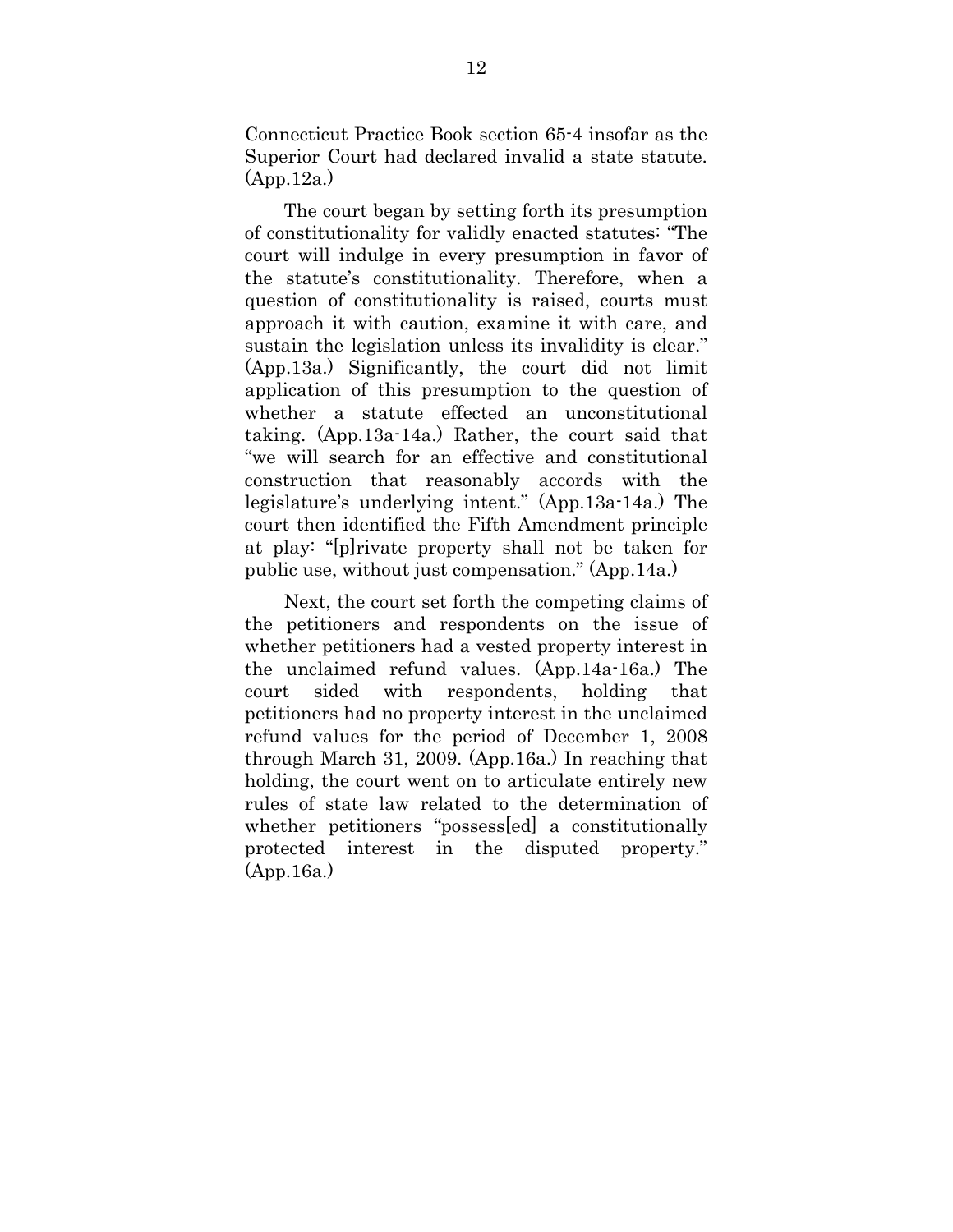Connecticut Practice Book section 65-4 insofar as the Superior Court had declared invalid a state statute. (App.12a.)

The court began by setting forth its presumption of constitutionality for validly enacted statutes: "The court will indulge in every presumption in favor of the statute's constitutionality. Therefore, when a question of constitutionality is raised, courts must approach it with caution, examine it with care, and sustain the legislation unless its invalidity is clear." (App.13a.) Significantly, the court did not limit application of this presumption to the question of whether a statute effected an unconstitutional taking. (App.13a-14a.) Rather, the court said that "we will search for an effective and constitutional construction that reasonably accords with the legislature's underlying intent." (App.13a-14a.) The court then identified the Fifth Amendment principle at play: "[p]rivate property shall not be taken for public use, without just compensation." (App.14a.)

Next, the court set forth the competing claims of the petitioners and respondents on the issue of whether petitioners had a vested property interest in the unclaimed refund values. (App.14a-16a.) The court sided with respondents, holding that petitioners had no property interest in the unclaimed refund values for the period of December 1, 2008 through March 31, 2009. (App.16a.) In reaching that holding, the court went on to articulate entirely new rules of state law related to the determination of whether petitioners "possess[ed] a constitutionally protected interest in the disputed property." (App.16a.)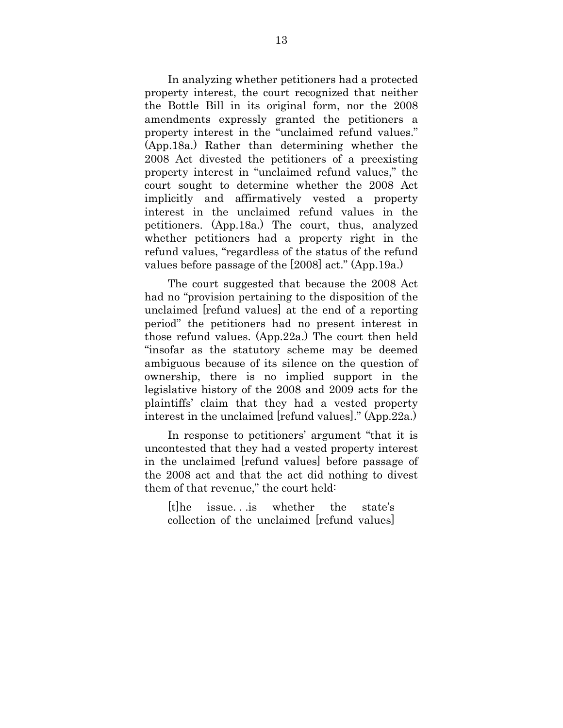In analyzing whether petitioners had a protected property interest, the court recognized that neither the Bottle Bill in its original form, nor the 2008 amendments expressly granted the petitioners a property interest in the "unclaimed refund values." (App.18a.) Rather than determining whether the 2008 Act divested the petitioners of a preexisting property interest in "unclaimed refund values," the court sought to determine whether the 2008 Act implicitly and affirmatively vested a property interest in the unclaimed refund values in the petitioners. (App.18a.) The court, thus, analyzed whether petitioners had a property right in the refund values, "regardless of the status of the refund values before passage of the [2008] act." (App.19a.)

The court suggested that because the 2008 Act had no "provision pertaining to the disposition of the unclaimed [refund values] at the end of a reporting period" the petitioners had no present interest in those refund values. (App.22a.) The court then held "insofar as the statutory scheme may be deemed ambiguous because of its silence on the question of ownership, there is no implied support in the legislative history of the 2008 and 2009 acts for the plaintiffs' claim that they had a vested property interest in the unclaimed [refund values]." (App.22a.)

In response to petitioners' argument "that it is uncontested that they had a vested property interest in the unclaimed [refund values] before passage of the 2008 act and that the act did nothing to divest them of that revenue," the court held:

> [t]he issue. . .is whether the state's collection of the unclaimed [refund values]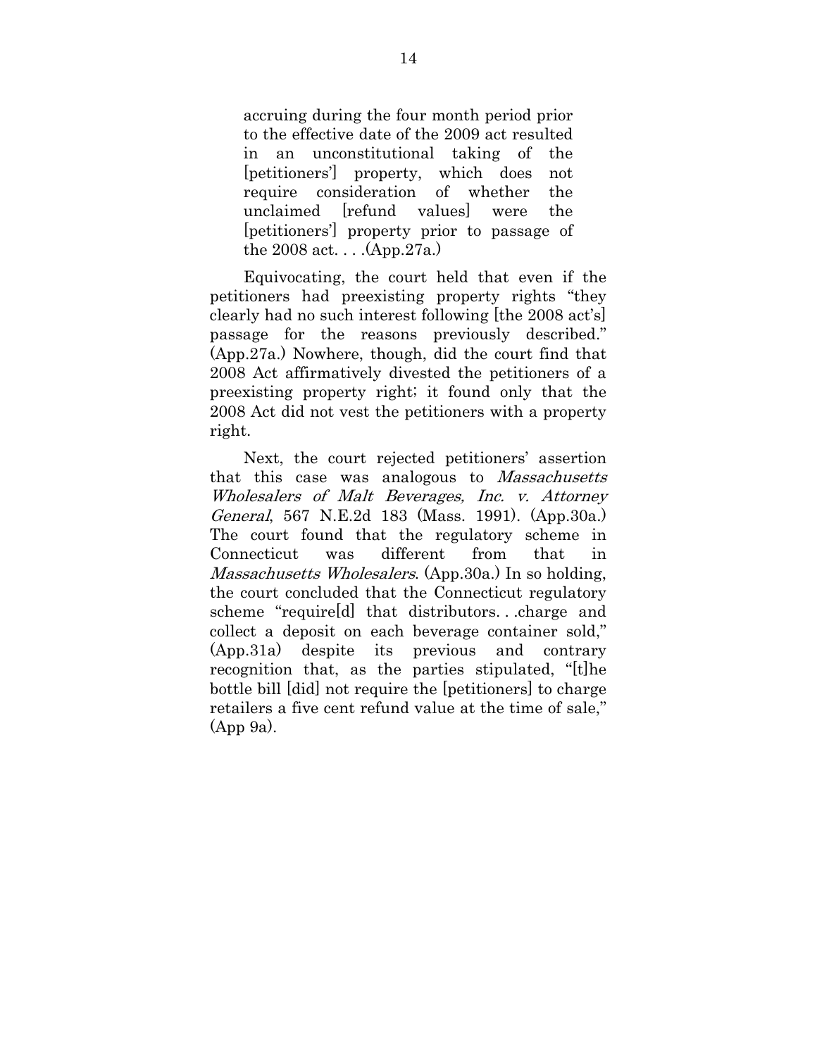> accruing during the four month period prior to the effective date of the 2009 act resulted in an unconstitutional taking of the [petitioners'] property, which does not require consideration of whether the unclaimed [refund values] were the [petitioners'] property prior to passage of the 2008 act. . . .(App.27a.)

Equivocating, the court held that even if the petitioners had preexisting property rights "they clearly had no such interest following [the 2008 act's] passage for the reasons previously described." (App.27a.) Nowhere, though, did the court find that 2008 Act affirmatively divested the petitioners of a preexisting property right; it found only that the 2008 Act did not vest the petitioners with a property right.

Next, the court rejected petitioners' assertion that this case was analogous to *Massachusetts Wholesalers of Malt Beverages, Inc. v. Attorney General*, 567 N.E.2d 183 (Mass. 1991). (App.30a.) The court found that the regulatory scheme in Connecticut was different from that in *Massachusetts Wholesalers*. (App.30a.) In so holding, the court concluded that the Connecticut regulatory scheme "require[d] that distributors. . .charge and collect a deposit on each beverage container sold," (App.31a) despite its previous and contrary recognition that, as the parties stipulated, "[t]he bottle bill [did] not require the [petitioners] to charge retailers a five cent refund value at the time of sale," (App 9a).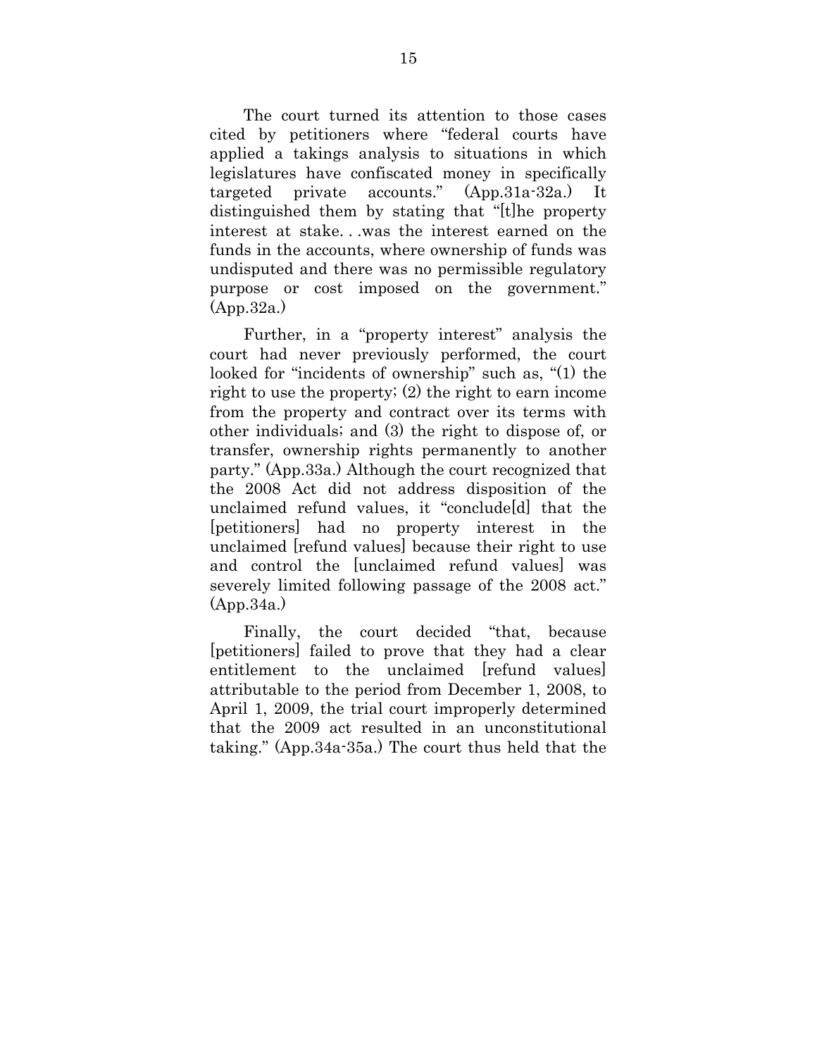The court turned its attention to those cases cited by petitioners where "federal courts have applied a takings analysis to situations in which legislatures have confiscated money in specifically targeted private accounts." (App.31a-32a.) It distinguished them by stating that "[t]he property interest at stake. . .was the interest earned on the funds in the accounts, where ownership of funds was undisputed and there was no permissible regulatory purpose or cost imposed on the government." (App.32a.)

Further, in a "property interest" analysis the court had never previously performed, the court looked for "incidents of ownership" such as, "(1) the right to use the property; (2) the right to earn income from the property and contract over its terms with other individuals; and (3) the right to dispose of, or transfer, ownership rights permanently to another party." (App.33a.) Although the court recognized that the 2008 Act did not address disposition of the unclaimed refund values, it "conclude[d] that the [petitioners] had no property interest in the unclaimed [refund values] because their right to use and control the [unclaimed refund values] was severely limited following passage of the 2008 act." (App.34a.)

Finally, the court decided "that, because [petitioners] failed to prove that they had a clear entitlement to the unclaimed [refund values] attributable to the period from December 1, 2008, to April 1, 2009, the trial court improperly determined that the 2009 act resulted in an unconstitutional taking." (App.34a-35a.) The court thus held that the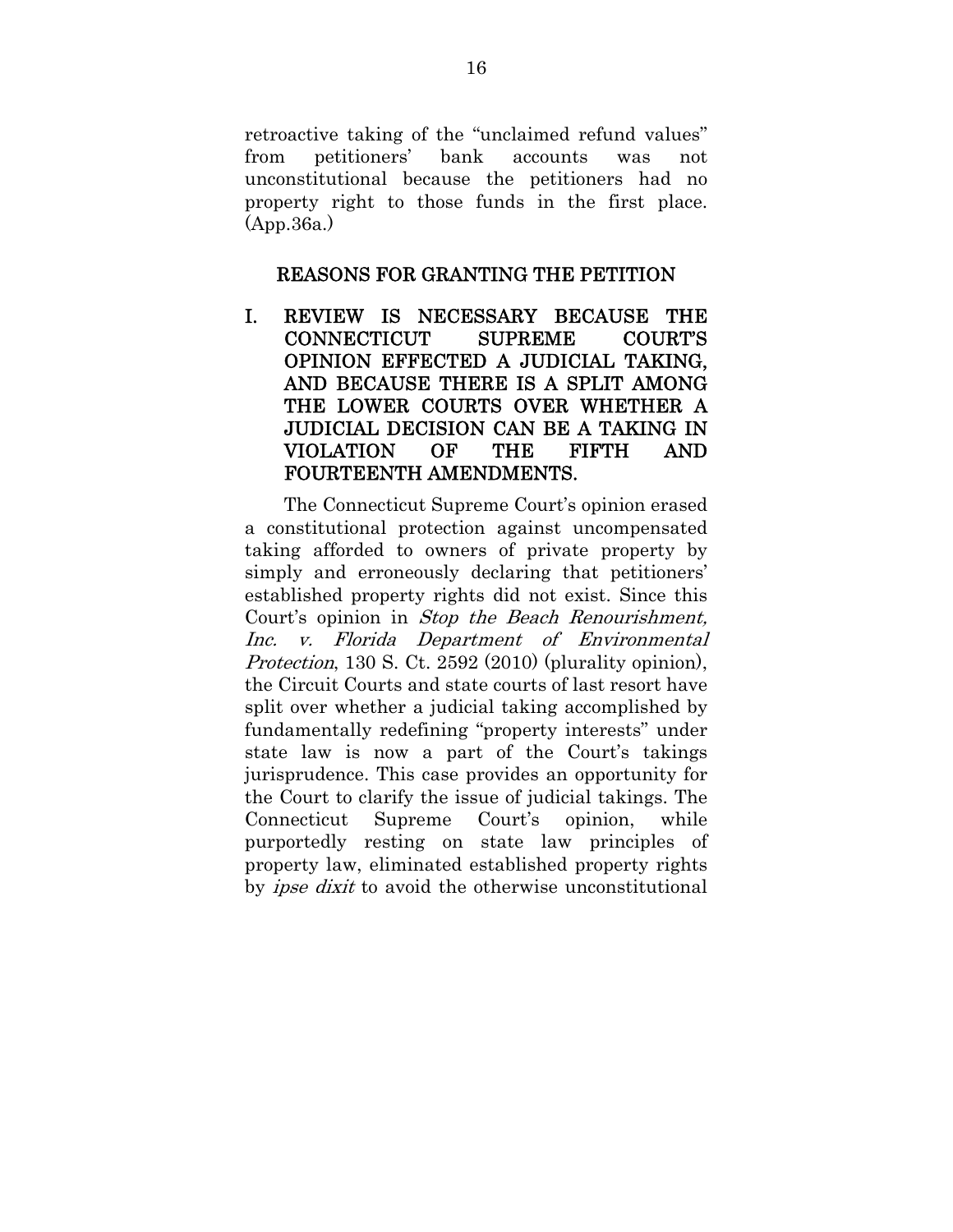retroactive taking of the "unclaimed refund values" from petitioners' bank accounts was not unconstitutional because the petitioners had no property right to those funds in the first place. (App.36a.)

## REASONS FOR GRANTING THE PETITION

### I. REVIEW IS NECESSARY BECAUSE THE CONNECTICUT SUPREME COURT'S OPINION EFFECTED A JUDICIAL TAKING, AND BECAUSE THERE IS A SPLIT AMONG THE LOWER COURTS OVER WHETHER A JUDICIAL DECISION CAN BE A TAKING IN VIOLATION OF THE FIFTH AND FOURTEENTH AMENDMENTS.

The Connecticut Supreme Court's opinion erased a constitutional protection against uncompensated taking afforded to owners of private property by simply and erroneously declaring that petitioners' established property rights did not exist. Since this Court's opinion in *Stop the Beach Renourishment, Inc. v. Florida Department of Environmental Protection*, 130 S. Ct. 2592 (2010) (plurality opinion), the Circuit Courts and state courts of last resort have split over whether a judicial taking accomplished by fundamentally redefining "property interests" under state law is now a part of the Court's takings jurisprudence. This case provides an opportunity for the Court to clarify the issue of judicial takings. The Connecticut Supreme Court's opinion, while purportedly resting on state law principles of property law, eliminated established property rights by *ipse dixit* to avoid the otherwise unconstitutional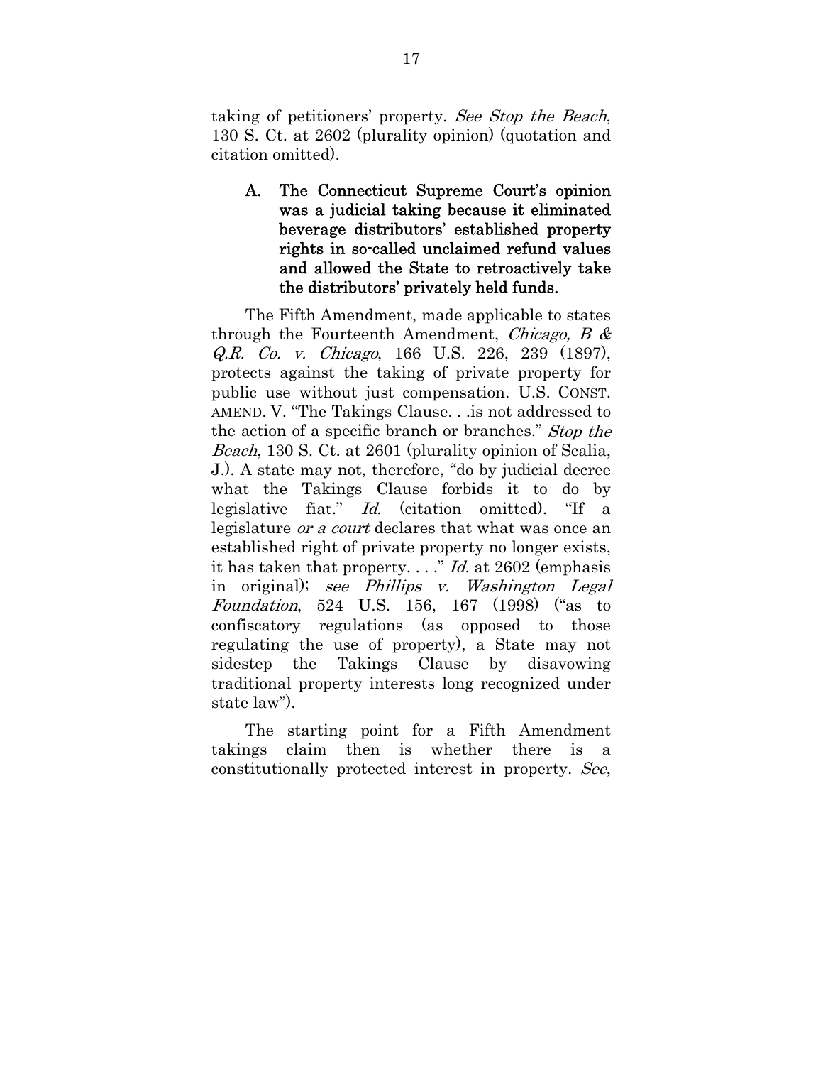taking of petitioners' property. *See Stop the Beach*, 130 S. Ct. at 2602 (plurality opinion) (quotation and citation omitted).

### A. The Connecticut Supreme Court's opinion was a judicial taking because it eliminated beverage distributors' established property rights in so-called unclaimed refund values and allowed the State to retroactively take the distributors' privately held funds.

The Fifth Amendment, made applicable to states through the Fourteenth Amendment, *Chicago, B & Q.R. Co. v. Chicago*, 166 U.S. 226, 239 (1897), protects against the taking of private property for public use without just compensation. U.S. CONST. AMEND. V. "The Takings Clause. . .is not addressed to the action of a specific branch or branches." *Stop the Beach*, 130 S. Ct. at 2601 (plurality opinion of Scalia, J.). A state may not, therefore, "do by judicial decree what the Takings Clause forbids it to do by legislative fiat." *Id.* (citation omitted). "If a legislature *or a court* declares that what was once an established right of private property no longer exists, it has taken that property. . . ." *Id.* at 2602 (emphasis in original); *see Phillips v. Washington Legal Foundation*, 524 U.S. 156, 167 (1998) ("as to confiscatory regulations (as opposed to those regulating the use of property), a State may not sidestep the Takings Clause by disavowing traditional property interests long recognized under state law").

The starting point for a Fifth Amendment takings claim then is whether there is a constitutionally protected interest in property. *See*,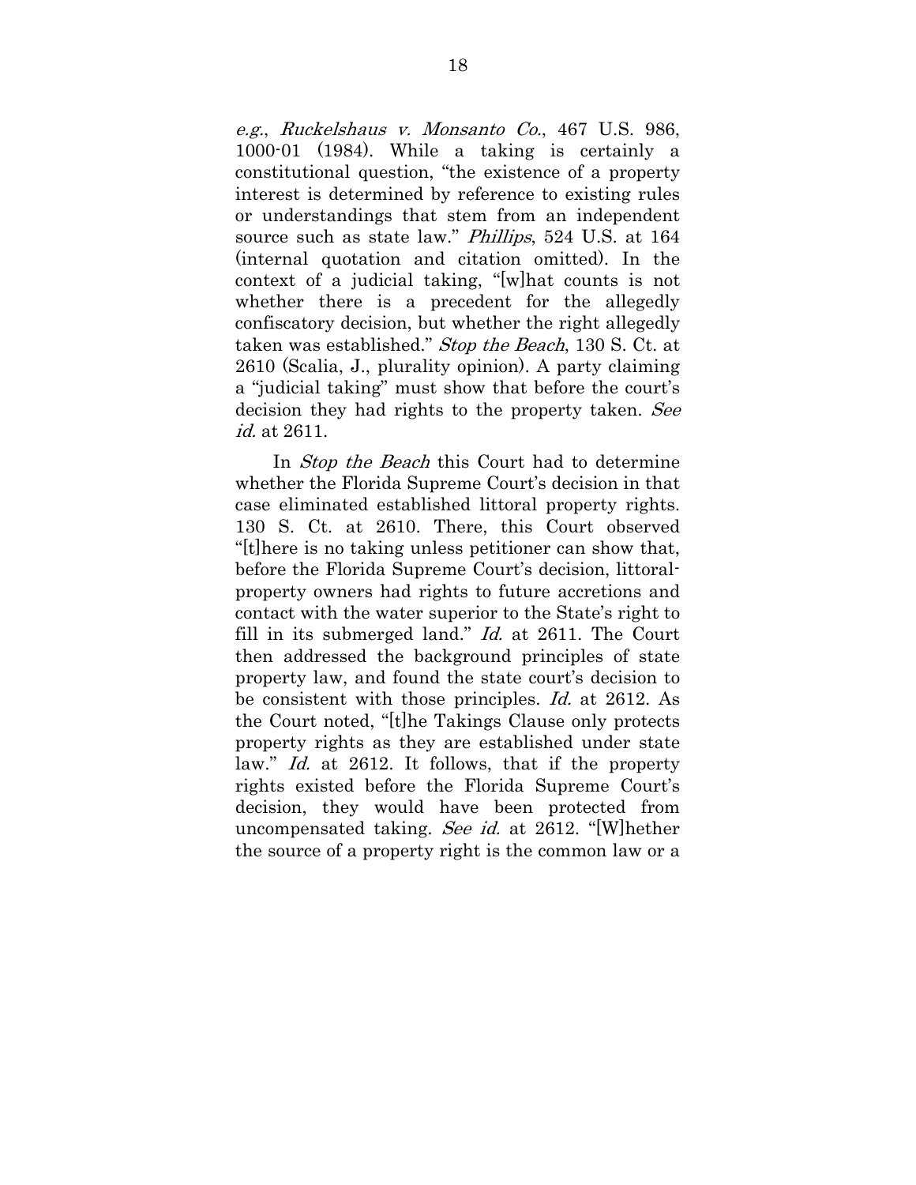*e.g.*, *Ruckelshaus v. Monsanto Co.*, 467 U.S. 986, 1000-01 (1984). While a taking is certainly a constitutional question, "the existence of a property interest is determined by reference to existing rules or understandings that stem from an independent source such as state law." *Phillips*, 524 U.S. at 164 (internal quotation and citation omitted). In the context of a judicial taking, "[w]hat counts is not whether there is a precedent for the allegedly confiscatory decision, but whether the right allegedly taken was established." *Stop the Beach*, 130 S. Ct. at 2610 (Scalia, J., plurality opinion). A party claiming a "judicial taking" must show that before the court's decision they had rights to the property taken. *See id.* at 2611.

In *Stop the Beach* this Court had to determine whether the Florida Supreme Court's decision in that case eliminated established littoral property rights. 130 S. Ct. at 2610. There, this Court observed "[t]here is no taking unless petitioner can show that, before the Florida Supreme Court's decision, littoral-property owners had rights to future accretions and contact with the water superior to the State's right to fill in its submerged land." *Id.* at 2611. The Court then addressed the background principles of state property law, and found the state court's decision to be consistent with those principles. *Id.* at 2612. As the Court noted, "[t]he Takings Clause only protects property rights as they are established under state law." *Id.* at 2612. It follows, that if the property rights existed before the Florida Supreme Court's decision, they would have been protected from uncompensated taking. *See id.* at 2612. "[W]hether the source of a property right is the common law or a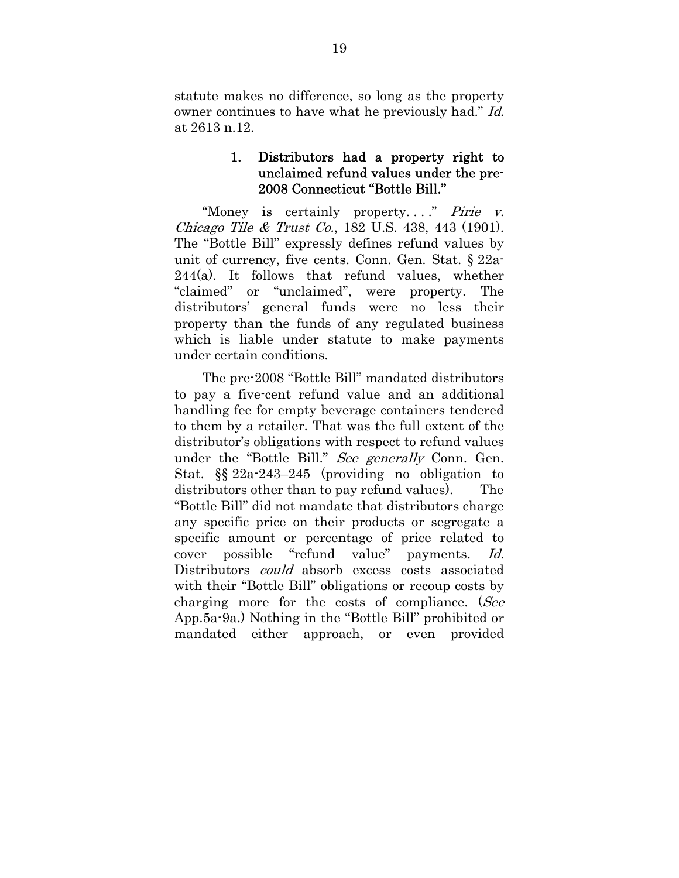statute makes no difference, so long as the property owner continues to have what he previously had." *Id.* at 2613 n.12.

### 1. Distributors had a property right to unclaimed refund values under the pre-2008 Connecticut "Bottle Bill."

"Money is certainly property. . . ." *Pirie v. Chicago Tile & Trust Co.*, 182 U.S. 438, 443 (1901). The "Bottle Bill" expressly defines refund values by unit of currency, five cents. Conn. Gen. Stat. § 22a-244(a). It follows that refund values, whether "claimed" or "unclaimed", were property. The distributors' general funds were no less their property than the funds of any regulated business which is liable under statute to make payments under certain conditions.

The pre-2008 "Bottle Bill" mandated distributors to pay a five-cent refund value and an additional handling fee for empty beverage containers tendered to them by a retailer. That was the full extent of the distributor's obligations with respect to refund values under the "Bottle Bill." *See generally* Conn. Gen. Stat. §§ 22a-243–245 (providing no obligation to distributors other than to pay refund values). The "Bottle Bill" did not mandate that distributors charge any specific price on their products or segregate a specific amount or percentage of price related to cover possible "refund value" payments. *Id.* Distributors *could* absorb excess costs associated with their "Bottle Bill" obligations or recoup costs by charging more for the costs of compliance. (*See* App.5a-9a.) Nothing in the "Bottle Bill" prohibited or mandated either approach, or even provided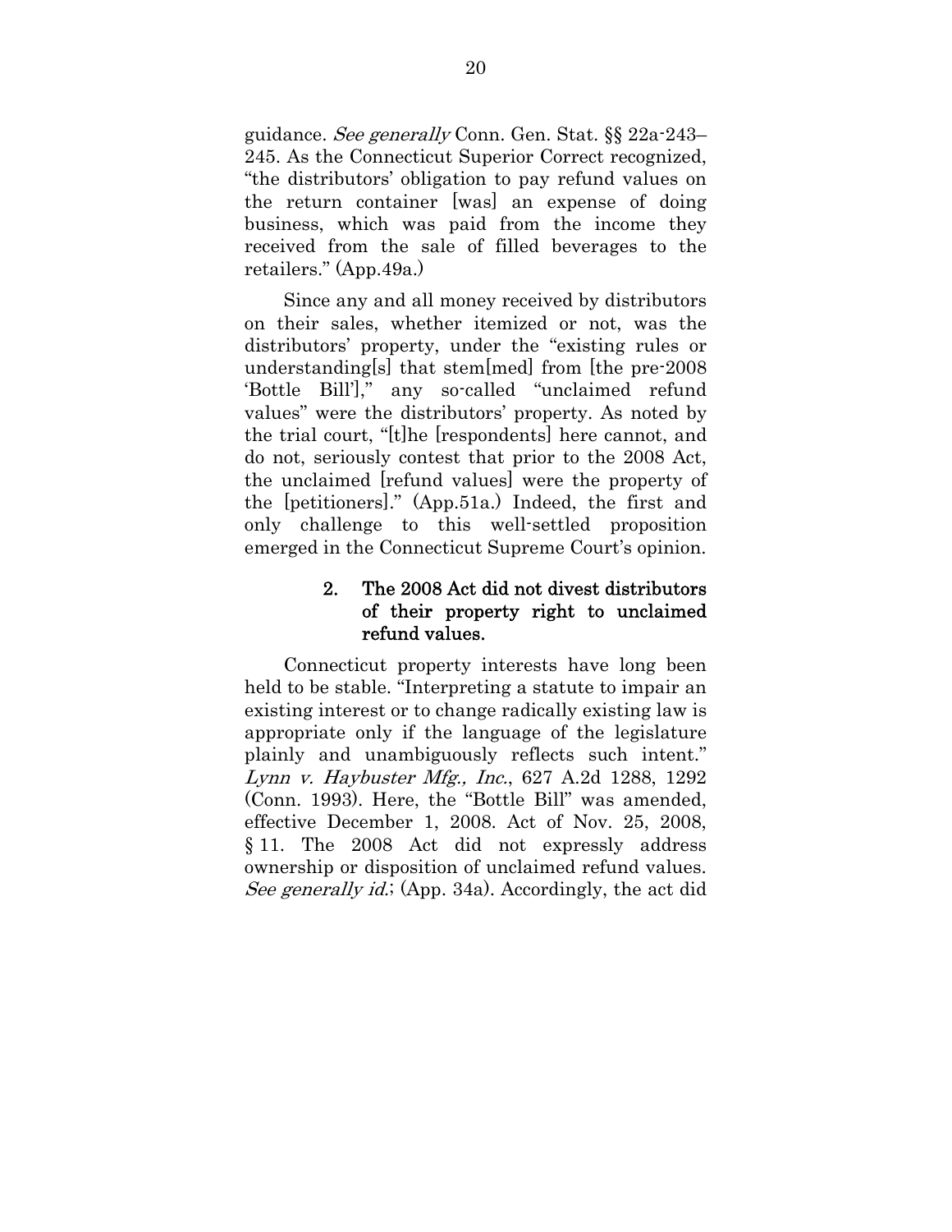guidance. *See generally* Conn. Gen. Stat. §§ 22a-243–245. As the Connecticut Superior Correct recognized, "the distributors' obligation to pay refund values on the return container [was] an expense of doing business, which was paid from the income they received from the sale of filled beverages to the retailers." (App.49a.)

Since any and all money received by distributors on their sales, whether itemized or not, was the distributors' property, under the "existing rules or understanding[s] that stem[med] from [the pre-2008 'Bottle Bill']," any so-called "unclaimed refund values" were the distributors' property. As noted by the trial court, "[t]he [respondents] here cannot, and do not, seriously contest that prior to the 2008 Act, the unclaimed [refund values] were the property of the [petitioners]." (App.51a.) Indeed, the first and only challenge to this well-settled proposition emerged in the Connecticut Supreme Court's opinion.

### 2. The 2008 Act did not divest distributors of their property right to unclaimed refund values.

Connecticut property interests have long been held to be stable. "Interpreting a statute to impair an existing interest or to change radically existing law is appropriate only if the language of the legislature plainly and unambiguously reflects such intent." *Lynn v. Haybuster Mfg., Inc.*, 627 A.2d 1288, 1292 (Conn. 1993). Here, the "Bottle Bill" was amended, effective December 1, 2008. Act of Nov. 25, 2008, § 11. The 2008 Act did not expressly address ownership or disposition of unclaimed refund values. *See generally id.*; (App. 34a). Accordingly, the act did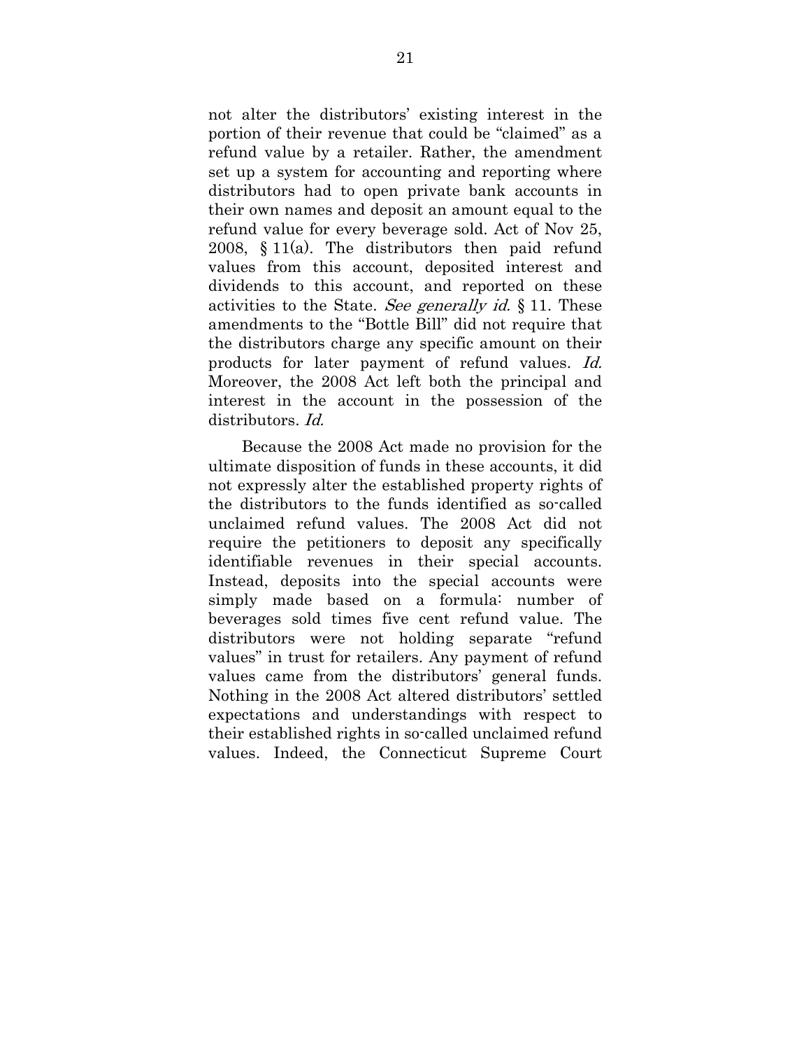not alter the distributors' existing interest in the portion of their revenue that could be "claimed" as a refund value by a retailer. Rather, the amendment set up a system for accounting and reporting where distributors had to open private bank accounts in their own names and deposit an amount equal to the refund value for every beverage sold. Act of Nov 25, 2008, § 11(a). The distributors then paid refund values from this account, deposited interest and dividends to this account, and reported on these activities to the State. *See generally id.* § 11. These amendments to the "Bottle Bill" did not require that the distributors charge any specific amount on their products for later payment of refund values. *Id.* Moreover, the 2008 Act left both the principal and interest in the account in the possession of the distributors. *Id.*

Because the 2008 Act made no provision for the ultimate disposition of funds in these accounts, it did not expressly alter the established property rights of the distributors to the funds identified as so-called unclaimed refund values. The 2008 Act did not require the petitioners to deposit any specifically identifiable revenues in their special accounts. Instead, deposits into the special accounts were simply made based on a formula: number of beverages sold times five cent refund value. The distributors were not holding separate "refund values" in trust for retailers. Any payment of refund values came from the distributors' general funds. Nothing in the 2008 Act altered distributors' settled expectations and understandings with respect to their established rights in so-called unclaimed refund values. Indeed, the Connecticut Supreme Court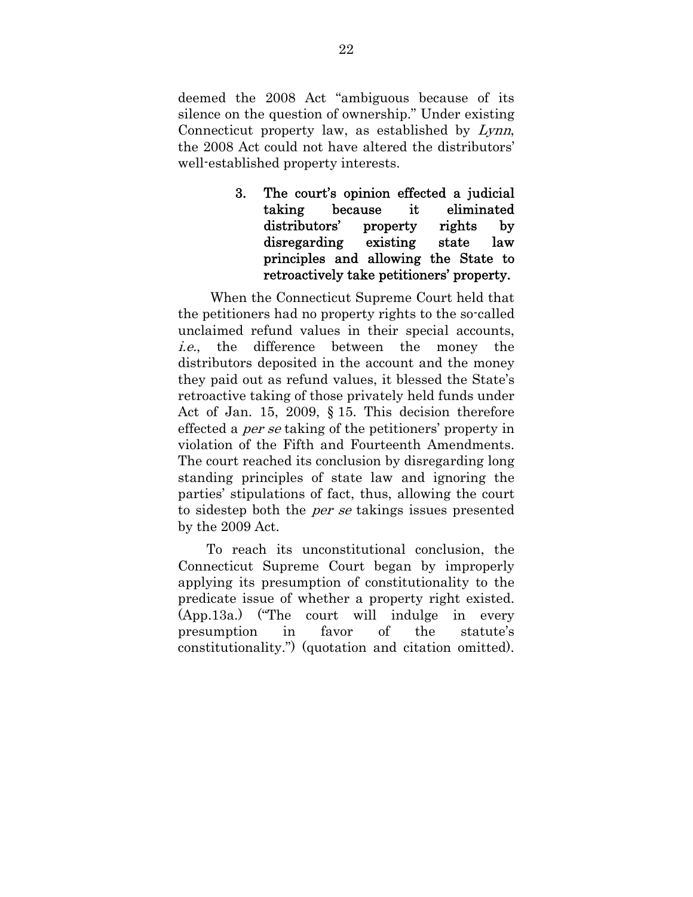deemed the 2008 Act "ambiguous because of its silence on the question of ownership." Under existing Connecticut property law, as established by *Lynn*, the 2008 Act could not have altered the distributors' well-established property interests.

### 3. The court's opinion effected a judicial taking because it eliminated distributors' property rights by disregarding existing state law principles and allowing the State to retroactively take petitioners' property.

When the Connecticut Supreme Court held that the petitioners had no property rights to the so-called unclaimed refund values in their special accounts, *i.e.*, the difference between the money the distributors deposited in the account and the money they paid out as refund values, it blessed the State's retroactive taking of those privately held funds under Act of Jan. 15, 2009, § 15. This decision therefore effected a *per se* taking of the petitioners' property in violation of the Fifth and Fourteenth Amendments. The court reached its conclusion by disregarding long standing principles of state law and ignoring the parties' stipulations of fact, thus, allowing the court to sidestep both the *per se* takings issues presented by the 2009 Act.

To reach its unconstitutional conclusion, the Connecticut Supreme Court began by improperly applying its presumption of constitutionality to the predicate issue of whether a property right existed. (App.13a.) ("The court will indulge in every presumption in favor of the statute's constitutionality.") (quotation and citation omitted).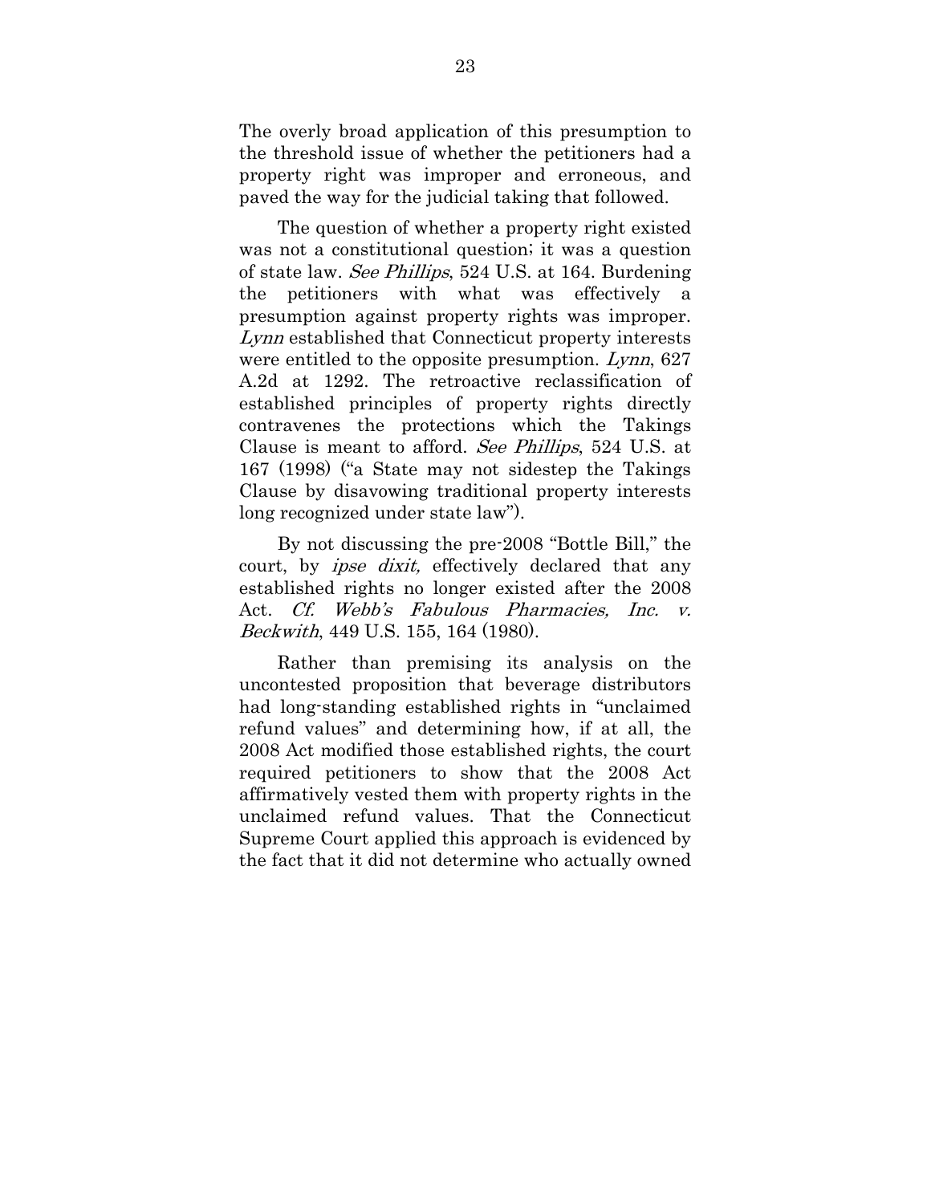The overly broad application of this presumption to the threshold issue of whether the petitioners had a property right was improper and erroneous, and paved the way for the judicial taking that followed.

The question of whether a property right existed was not a constitutional question; it was a question of state law. *See Phillips*, 524 U.S. at 164. Burdening the petitioners with what was effectively a presumption against property rights was improper. *Lynn* established that Connecticut property interests were entitled to the opposite presumption. *Lynn*, 627 A.2d at 1292. The retroactive reclassification of established principles of property rights directly contravenes the protections which the Takings Clause is meant to afford. *See Phillips*, 524 U.S. at 167 (1998) ("a State may not sidestep the Takings Clause by disavowing traditional property interests long recognized under state law").

By not discussing the pre-2008 "Bottle Bill," the court, by *ipse dixit,* effectively declared that any established rights no longer existed after the 2008 Act. *Cf. Webb's Fabulous Pharmacies, Inc. v. Beckwith*, 449 U.S. 155, 164 (1980).

Rather than premising its analysis on the uncontested proposition that beverage distributors had long-standing established rights in "unclaimed refund values" and determining how, if at all, the 2008 Act modified those established rights, the court required petitioners to show that the 2008 Act affirmatively vested them with property rights in the unclaimed refund values. That the Connecticut Supreme Court applied this approach is evidenced by the fact that it did not determine who actually owned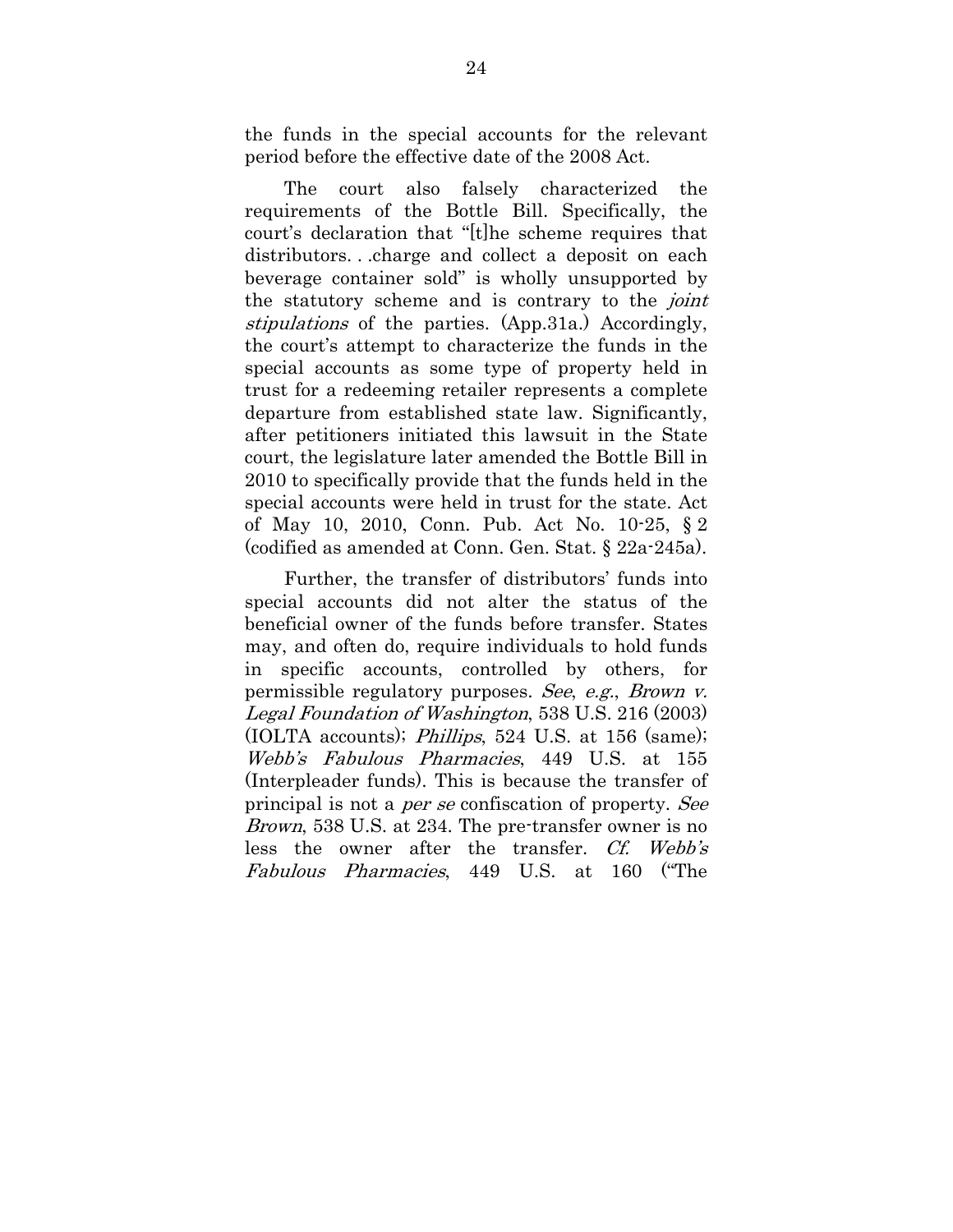the funds in the special accounts for the relevant period before the effective date of the 2008 Act.

The court also falsely characterized the requirements of the Bottle Bill. Specifically, the court's declaration that "[t]he scheme requires that distributors. . .charge and collect a deposit on each beverage container sold" is wholly unsupported by the statutory scheme and is contrary to the *joint stipulations* of the parties. (App.31a.) Accordingly, the court's attempt to characterize the funds in the special accounts as some type of property held in trust for a redeeming retailer represents a complete departure from established state law. Significantly, after petitioners initiated this lawsuit in the State court, the legislature later amended the Bottle Bill in 2010 to specifically provide that the funds held in the special accounts were held in trust for the state. Act of May 10, 2010, Conn. Pub. Act No. 10-25, § 2 (codified as amended at Conn. Gen. Stat. § 22a-245a).

Further, the transfer of distributors' funds into special accounts did not alter the status of the beneficial owner of the funds before transfer. States may, and often do, require individuals to hold funds in specific accounts, controlled by others, for permissible regulatory purposes. *See*, *e.g.*, *Brown v. Legal Foundation of Washington*, 538 U.S. 216 (2003) (IOLTA accounts); *Phillips*, 524 U.S. at 156 (same); *Webb's Fabulous Pharmacies*, 449 U.S. at 155 (Interpleader funds). This is because the transfer of principal is not a *per se* confiscation of property. *See Brown*, 538 U.S. at 234. The pre-transfer owner is no less the owner after the transfer. *Cf. Webb's Fabulous Pharmacies*, 449 U.S. at 160 ("The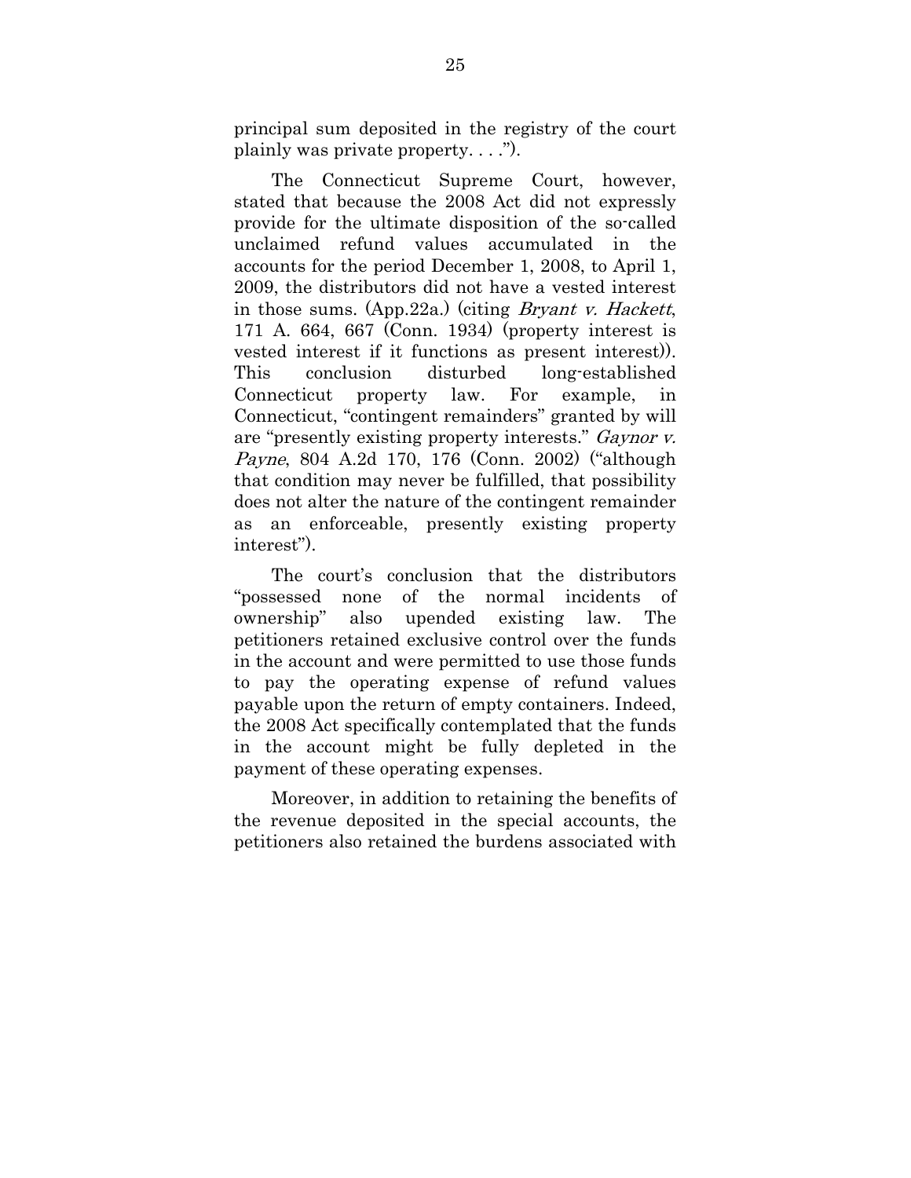principal sum deposited in the registry of the court plainly was private property. . . .").

The Connecticut Supreme Court, however, stated that because the 2008 Act did not expressly provide for the ultimate disposition of the so-called unclaimed refund values accumulated in the accounts for the period December 1, 2008, to April 1, 2009, the distributors did not have a vested interest in those sums. (App.22a.) (citing *Bryant v. Hackett*, 171 A. 664, 667 (Conn. 1934) (property interest is vested interest if it functions as present interest)). This conclusion disturbed long-established Connecticut property law. For example, in Connecticut, "contingent remainders" granted by will are "presently existing property interests." *Gaynor v. Payne*, 804 A.2d 170, 176 (Conn. 2002) ("although that condition may never be fulfilled, that possibility does not alter the nature of the contingent remainder as an enforceable, presently existing property interest").

The court's conclusion that the distributors "possessed none of the normal incidents of ownership" also upended existing law. The petitioners retained exclusive control over the funds in the account and were permitted to use those funds to pay the operating expense of refund values payable upon the return of empty containers. Indeed, the 2008 Act specifically contemplated that the funds in the account might be fully depleted in the payment of these operating expenses.

Moreover, in addition to retaining the benefits of the revenue deposited in the special accounts, the petitioners also retained the burdens associated with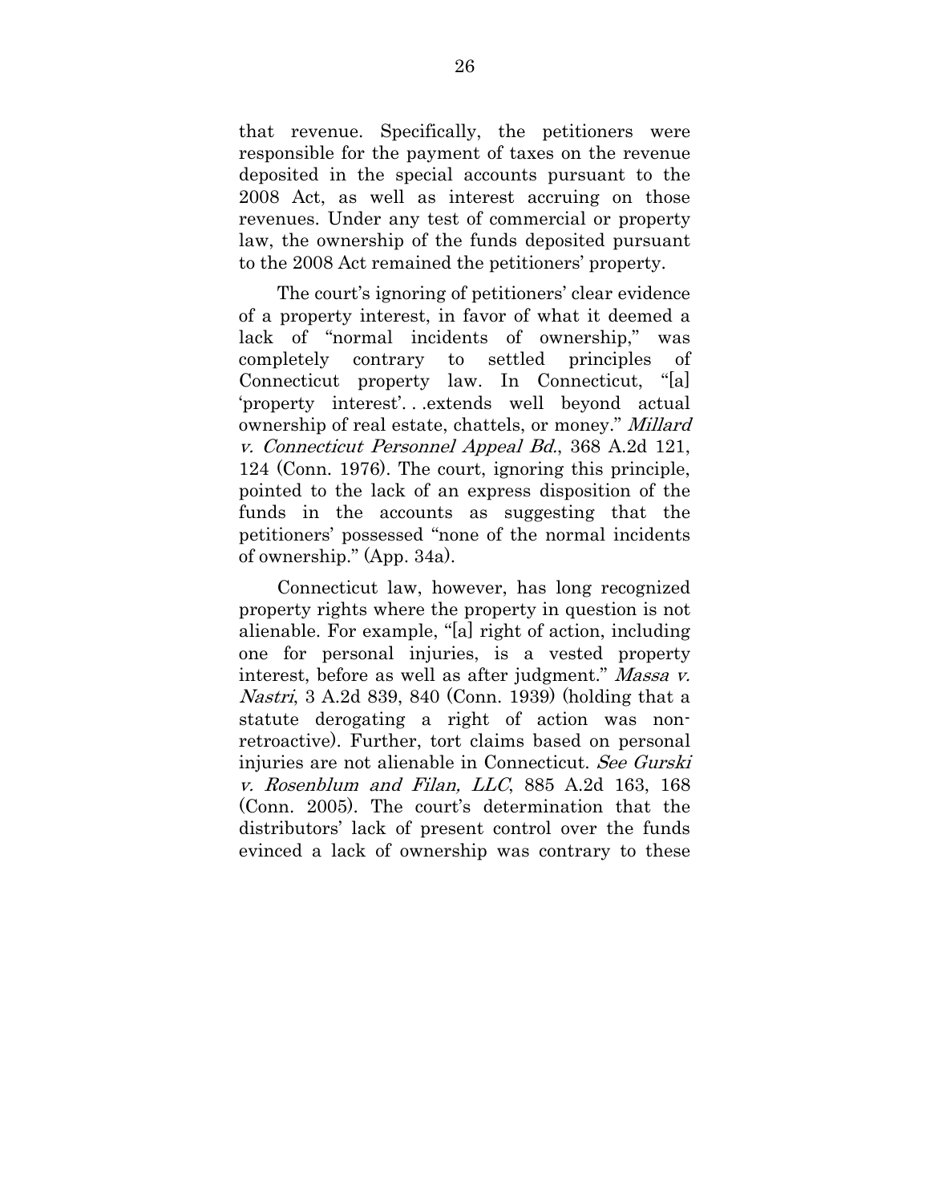that revenue. Specifically, the petitioners were responsible for the payment of taxes on the revenue deposited in the special accounts pursuant to the 2008 Act, as well as interest accruing on those revenues. Under any test of commercial or property law, the ownership of the funds deposited pursuant to the 2008 Act remained the petitioners' property.

The court's ignoring of petitioners' clear evidence of a property interest, in favor of what it deemed a lack of "normal incidents of ownership," was completely contrary to settled principles of Connecticut property law. In Connecticut, "[a] 'property interest'. . .extends well beyond actual ownership of real estate, chattels, or money." *Millard v. Connecticut Personnel Appeal Bd.*, 368 A.2d 121, 124 (Conn. 1976). The court, ignoring this principle, pointed to the lack of an express disposition of the funds in the accounts as suggesting that the petitioners' possessed "none of the normal incidents of ownership." (App. 34a).

Connecticut law, however, has long recognized property rights where the property in question is not alienable. For example, "[a] right of action, including one for personal injuries, is a vested property interest, before as well as after judgment." *Massa v. Nastri*, 3 A.2d 839, 840 (Conn. 1939) (holding that a statute derogating a right of action was non-retroactive). Further, tort claims based on personal injuries are not alienable in Connecticut. *See Gurski v. Rosenblum and Filan, LLC*, 885 A.2d 163, 168 (Conn. 2005). The court's determination that the distributors' lack of present control over the funds evinced a lack of ownership was contrary to these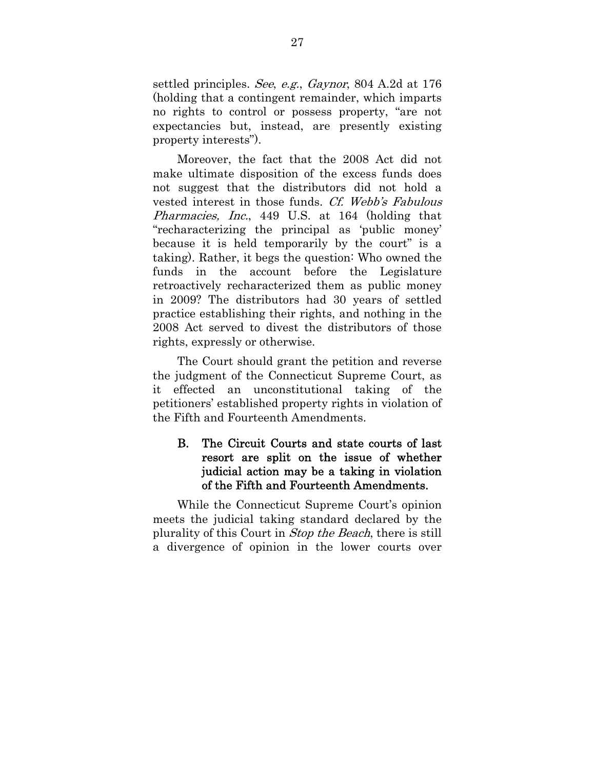settled principles. *See*, *e.g.*, *Gaynor*, 804 A.2d at 176 (holding that a contingent remainder, which imparts no rights to control or possess property, "are not expectancies but, instead, are presently existing property interests").

Moreover, the fact that the 2008 Act did not make ultimate disposition of the excess funds does not suggest that the distributors did not hold a vested interest in those funds. *Cf. Webb's Fabulous Pharmacies, Inc.*, 449 U.S. at 164 (holding that "recharacterizing the principal as 'public money' because it is held temporarily by the court" is a taking). Rather, it begs the question: Who owned the funds in the account before the Legislature retroactively recharacterized them as public money in 2009? The distributors had 30 years of settled practice establishing their rights, and nothing in the 2008 Act served to divest the distributors of those rights, expressly or otherwise.

The Court should grant the petition and reverse the judgment of the Connecticut Supreme Court, as it effected an unconstitutional taking of the petitioners' established property rights in violation of the Fifth and Fourteenth Amendments.

### B. The Circuit Courts and state courts of last resort are split on the issue of whether judicial action may be a taking in violation of the Fifth and Fourteenth Amendments.

While the Connecticut Supreme Court's opinion meets the judicial taking standard declared by the plurality of this Court in *Stop the Beach*, there is still a divergence of opinion in the lower courts over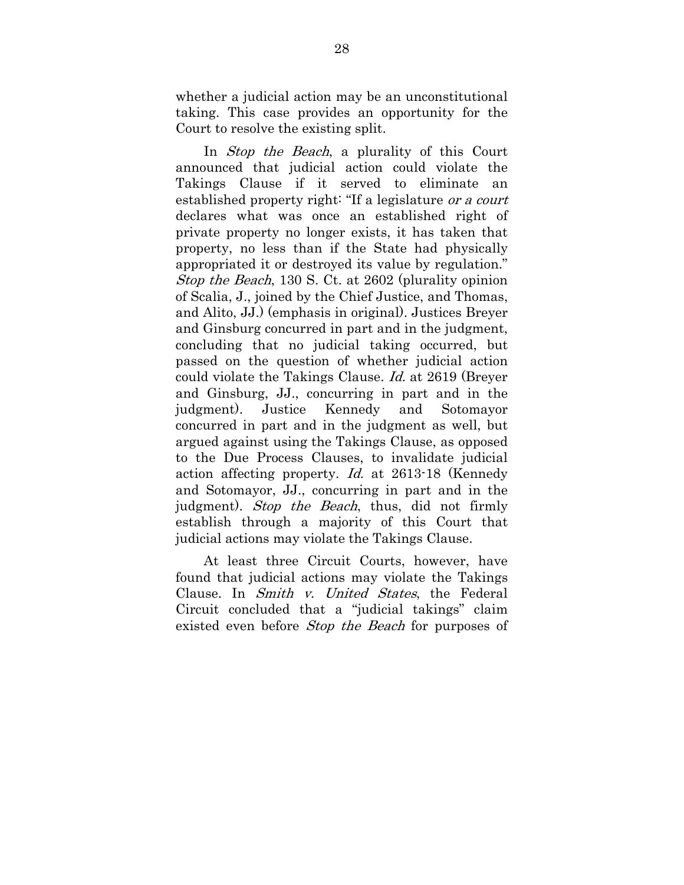whether a judicial action may be an unconstitutional taking. This case provides an opportunity for the Court to resolve the existing split.

In *Stop the Beach*, a plurality of this Court announced that judicial action could violate the Takings Clause if it served to eliminate an established property right: "If a legislature *or a court* declares what was once an established right of private property no longer exists, it has taken that property, no less than if the State had physically appropriated it or destroyed its value by regulation." *Stop the Beach*, 130 S. Ct. at 2602 (plurality opinion of Scalia, J., joined by the Chief Justice, and Thomas, and Alito, JJ.) (emphasis in original). Justices Breyer and Ginsburg concurred in part and in the judgment, concluding that no judicial taking occurred, but passed on the question of whether judicial action could violate the Takings Clause. *Id.* at 2619 (Breyer and Ginsburg, JJ., concurring in part and in the judgment). Justice Kennedy and Sotomayor concurred in part and in the judgment as well, but argued against using the Takings Clause, as opposed to the Due Process Clauses, to invalidate judicial action affecting property. *Id.* at 2613-18 (Kennedy and Sotomayor, JJ., concurring in part and in the judgment). *Stop the Beach*, thus, did not firmly establish through a majority of this Court that judicial actions may violate the Takings Clause.

At least three Circuit Courts, however, have found that judicial actions may violate the Takings Clause. In *Smith v. United States*, the Federal Circuit concluded that a "judicial takings" claim existed even before *Stop the Beach* for purposes of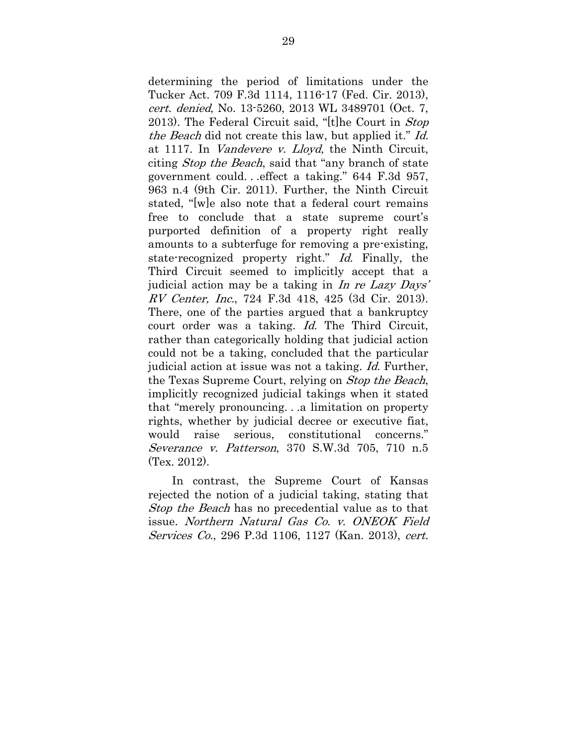determining the period of limitations under the Tucker Act. 709 F.3d 1114, 1116-17 (Fed. Cir. 2013), *cert. denied*, No. 13-5260, 2013 WL 3489701 (Oct. 7, 2013). The Federal Circuit said, "[t]he Court in *Stop the Beach* did not create this law, but applied it." *Id.* at 1117. In *Vandevere v. Lloyd*, the Ninth Circuit, citing *Stop the Beach*, said that "any branch of state government could. . .effect a taking." 644 F.3d 957, 963 n.4 (9th Cir. 2011). Further, the Ninth Circuit stated, "[w]e also note that a federal court remains free to conclude that a state supreme court's purported definition of a property right really amounts to a subterfuge for removing a pre-existing, state-recognized property right." *Id.* Finally, the Third Circuit seemed to implicitly accept that a judicial action may be a taking in *In re Lazy Days' RV Center, Inc.*, 724 F.3d 418, 425 (3d Cir. 2013). There, one of the parties argued that a bankruptcy court order was a taking. *Id.* The Third Circuit, rather than categorically holding that judicial action could not be a taking, concluded that the particular judicial action at issue was not a taking. *Id.* Further, the Texas Supreme Court, relying on *Stop the Beach*, implicitly recognized judicial takings when it stated that "merely pronouncing. . .a limitation on property rights, whether by judicial decree or executive fiat, would raise serious, constitutional concerns." *Severance v. Patterson*, 370 S.W.3d 705, 710 n.5 (Tex. 2012).

In contrast, the Supreme Court of Kansas rejected the notion of a judicial taking, stating that *Stop the Beach* has no precedential value as to that issue. *Northern Natural Gas Co. v. ONEOK Field Services Co.*, 296 P.3d 1106, 1127 (Kan. 2013), *cert.*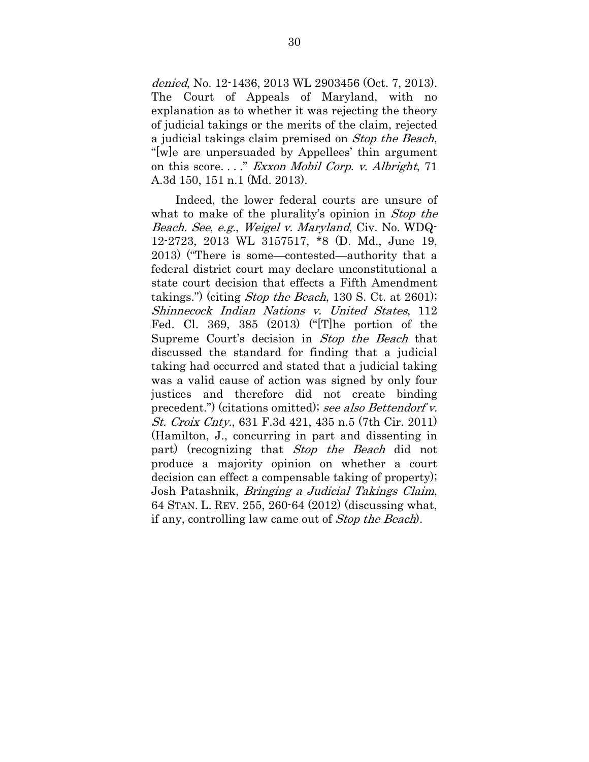*denied*, No. 12-1436, 2013 WL 2903456 (Oct. 7, 2013). The Court of Appeals of Maryland, with no explanation as to whether it was rejecting the theory of judicial takings or the merits of the claim, rejected a judicial takings claim premised on *Stop the Beach*, "[w]e are unpersuaded by Appellees' thin argument on this score. . . ." *Exxon Mobil Corp. v. Albright*, 71 A.3d 150, 151 n.1 (Md. 2013).

Indeed, the lower federal courts are unsure of what to make of the plurality's opinion in *Stop the Beach*. *See*, *e.g.*, *Weigel v. Maryland*, Civ. No. WDQ-12-2723, 2013 WL 3157517, *8 (D. Md., June 19, 2013) ("There is some—contested—authority that a federal district court may declare unconstitutional a state court decision that effects a Fifth Amendment takings.") (citing *Stop the Beach*, 130 S. Ct. at 2601); *Shinnecock Indian Nations v. United States*, 112 Fed. Cl. 369, 385 (2013) ("[T]he portion of the Supreme Court's decision in *Stop the Beach* that discussed the standard for finding that a judicial taking had occurred and stated that a judicial taking was a valid cause of action was signed by only four justices and therefore did not create binding precedent.") (citations omitted); *see also Bettendorf v. St. Croix Cnty.*, 631 F.3d 421, 435 n.5 (7th Cir. 2011) (Hamilton, J., concurring in part and dissenting in part) (recognizing that *Stop the Beach* did not produce a majority opinion on whether a court decision can effect a compensable taking of property); Josh Patashnik, *Bringing a Judicial Takings Claim*, 64 STAN. L. REV. 255, 260-64 (2012) (discussing what, if any, controlling law came out of *Stop the Beach*).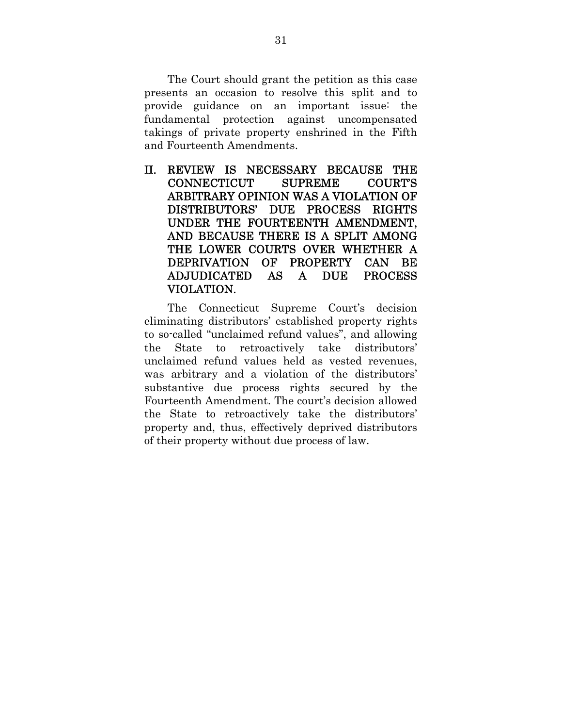The Court should grant the petition as this case presents an occasion to resolve this split and to provide guidance on an important issue: the fundamental protection against uncompensated takings of private property enshrined in the Fifth and Fourteenth Amendments.

## II. REVIEW IS NECESSARY BECAUSE THE CONNECTICUT SUPREME COURT'S ARBITRARY OPINION WAS A VIOLATION OF DISTRIBUTORS' DUE PROCESS RIGHTS UNDER THE FOURTEENTH AMENDMENT, AND BECAUSE THERE IS A SPLIT AMONG THE LOWER COURTS OVER WHETHER A DEPRIVATION OF PROPERTY CAN BE ADJUDICATED AS A DUE PROCESS VIOLATION.

The Connecticut Supreme Court's decision eliminating distributors' established property rights to so-called "unclaimed refund values", and allowing the State to retroactively take distributors' unclaimed refund values held as vested revenues, was arbitrary and a violation of the distributors' substantive due process rights secured by the Fourteenth Amendment. The court's decision allowed the State to retroactively take the distributors' property and, thus, effectively deprived distributors of their property without due process of law.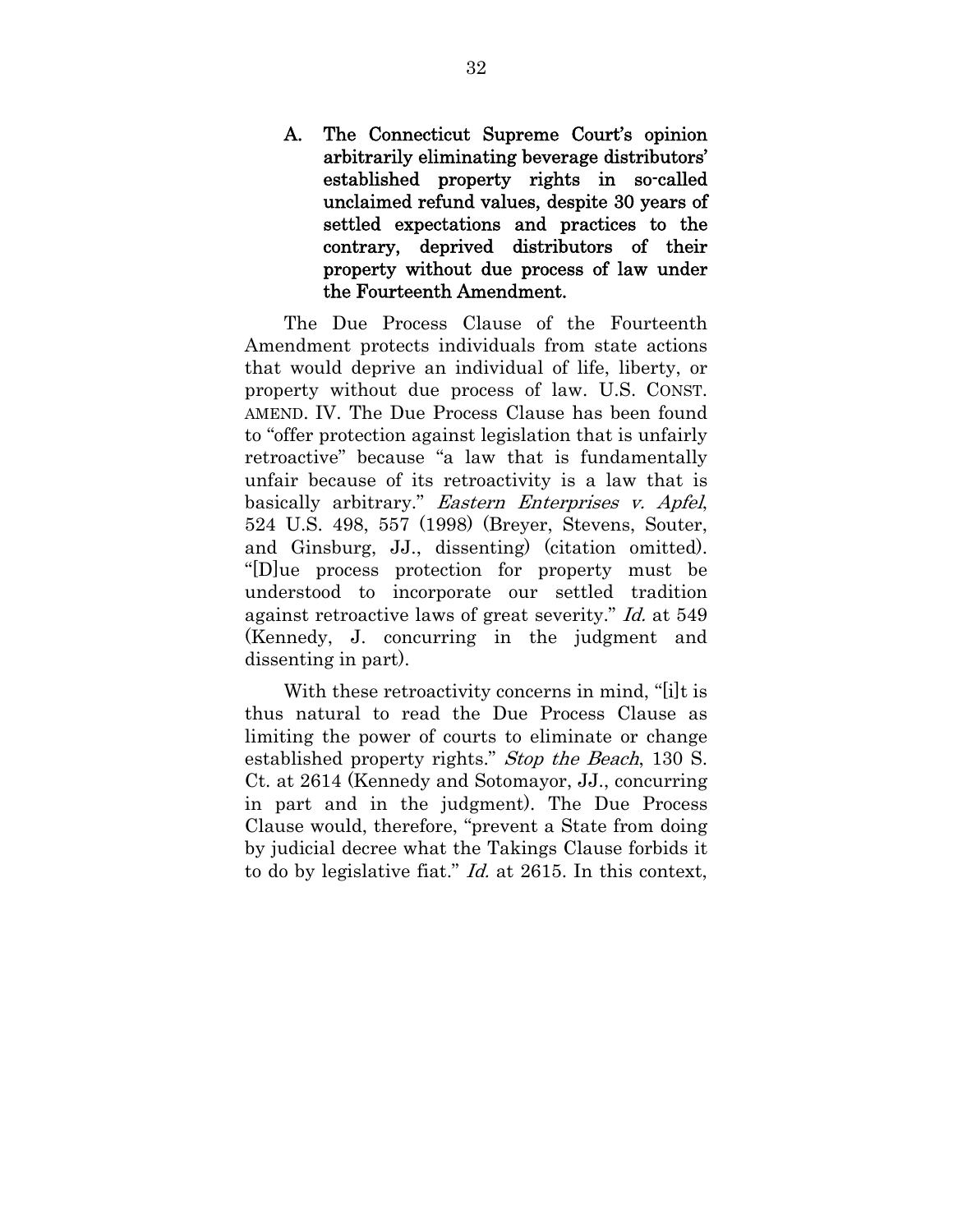### A. The Connecticut Supreme Court's opinion arbitrarily eliminating beverage distributors' established property rights in so-called unclaimed refund values, despite 30 years of settled expectations and practices to the contrary, deprived distributors of their property without due process of law under the Fourteenth Amendment.

The Due Process Clause of the Fourteenth Amendment protects individuals from state actions that would deprive an individual of life, liberty, or property without due process of law. U.S. CONST. AMEND. IV. The Due Process Clause has been found to "offer protection against legislation that is unfairly retroactive" because "a law that is fundamentally unfair because of its retroactivity is a law that is basically arbitrary." *Eastern Enterprises v. Apfel*, 524 U.S. 498, 557 (1998) (Breyer, Stevens, Souter, and Ginsburg, JJ., dissenting) (citation omitted). "[D]ue process protection for property must be understood to incorporate our settled tradition against retroactive laws of great severity." *Id.* at 549 (Kennedy, J. concurring in the judgment and dissenting in part).

With these retroactivity concerns in mind, "[i]t is thus natural to read the Due Process Clause as limiting the power of courts to eliminate or change established property rights." *Stop the Beach*, 130 S. Ct. at 2614 (Kennedy and Sotomayor, JJ., concurring in part and in the judgment). The Due Process Clause would, therefore, "prevent a State from doing by judicial decree what the Takings Clause forbids it to do by legislative fiat." *Id.* at 2615. In this context,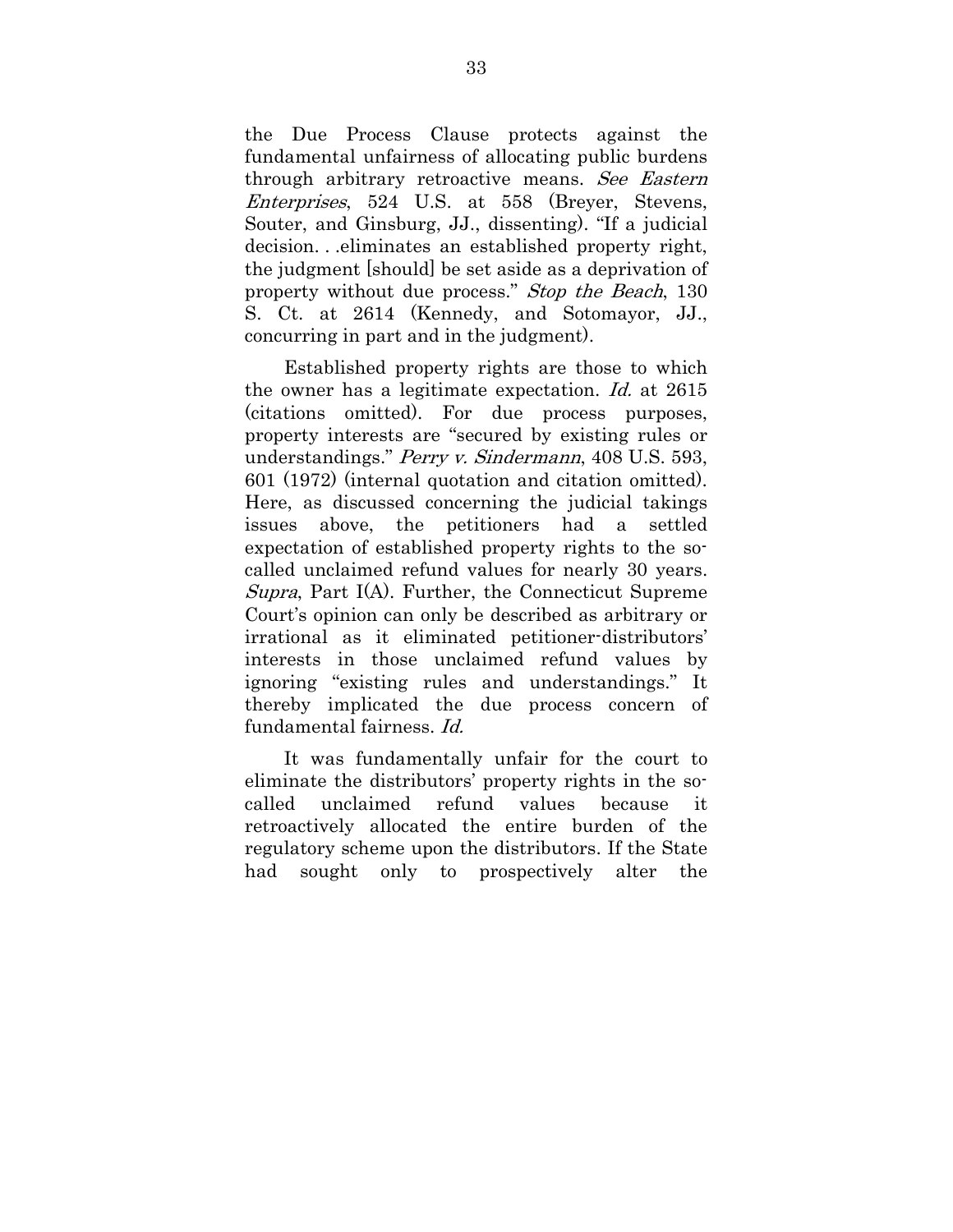the Due Process Clause protects against the fundamental unfairness of allocating public burdens through arbitrary retroactive means. *See Eastern Enterprises*, 524 U.S. at 558 (Breyer, Stevens, Souter, and Ginsburg, JJ., dissenting). "If a judicial decision. . .eliminates an established property right, the judgment [should] be set aside as a deprivation of property without due process." *Stop the Beach*, 130 S. Ct. at 2614 (Kennedy, and Sotomayor, JJ., concurring in part and in the judgment).

Established property rights are those to which the owner has a legitimate expectation. *Id.* at 2615 (citations omitted). For due process purposes, property interests are "secured by existing rules or understandings." *Perry v. Sindermann*, 408 U.S. 593, 601 (1972) (internal quotation and citation omitted). Here, as discussed concerning the judicial takings issues above, the petitioners had a settled expectation of established property rights to the so-called unclaimed refund values for nearly 30 years. *Supra*, Part I(A). Further, the Connecticut Supreme Court's opinion can only be described as arbitrary or irrational as it eliminated petitioner-distributors' interests in those unclaimed refund values by ignoring "existing rules and understandings." It thereby implicated the due process concern of fundamental fairness. *Id.*

It was fundamentally unfair for the court to eliminate the distributors' property rights in the so-called unclaimed refund values because it retroactively allocated the entire burden of the regulatory scheme upon the distributors. If the State had sought only to prospectively alter the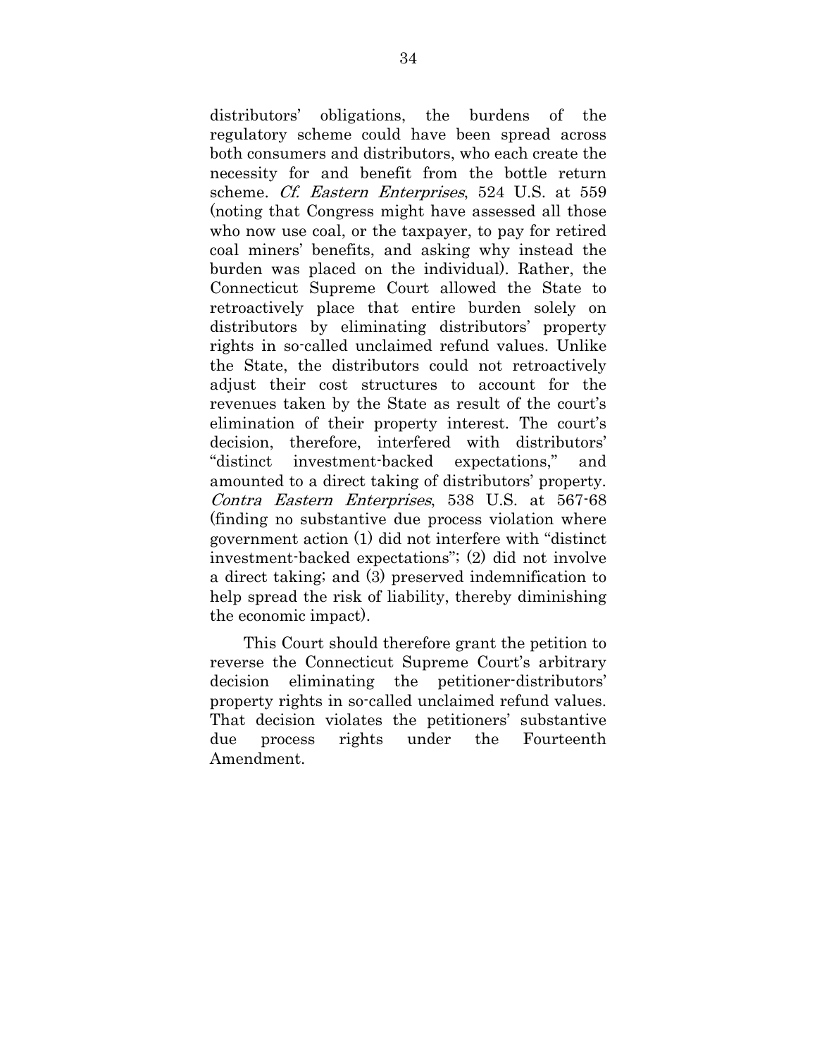distributors' obligations, the burdens of the regulatory scheme could have been spread across both consumers and distributors, who each create the necessity for and benefit from the bottle return scheme. *Cf. Eastern Enterprises*, 524 U.S. at 559 (noting that Congress might have assessed all those who now use coal, or the taxpayer, to pay for retired coal miners' benefits, and asking why instead the burden was placed on the individual). Rather, the Connecticut Supreme Court allowed the State to retroactively place that entire burden solely on distributors by eliminating distributors' property rights in so-called unclaimed refund values. Unlike the State, the distributors could not retroactively adjust their cost structures to account for the revenues taken by the State as result of the court's elimination of their property interest. The court's decision, therefore, interfered with distributors' "distinct investment-backed expectations," and amounted to a direct taking of distributors' property. *Contra Eastern Enterprises*, 538 U.S. at 567-68 (finding no substantive due process violation where government action (1) did not interfere with "distinct investment-backed expectations"; (2) did not involve a direct taking; and (3) preserved indemnification to help spread the risk of liability, thereby diminishing the economic impact).

This Court should therefore grant the petition to reverse the Connecticut Supreme Court's arbitrary decision eliminating the petitioner-distributors' property rights in so-called unclaimed refund values. That decision violates the petitioners' substantive due process rights under the Fourteenth Amendment.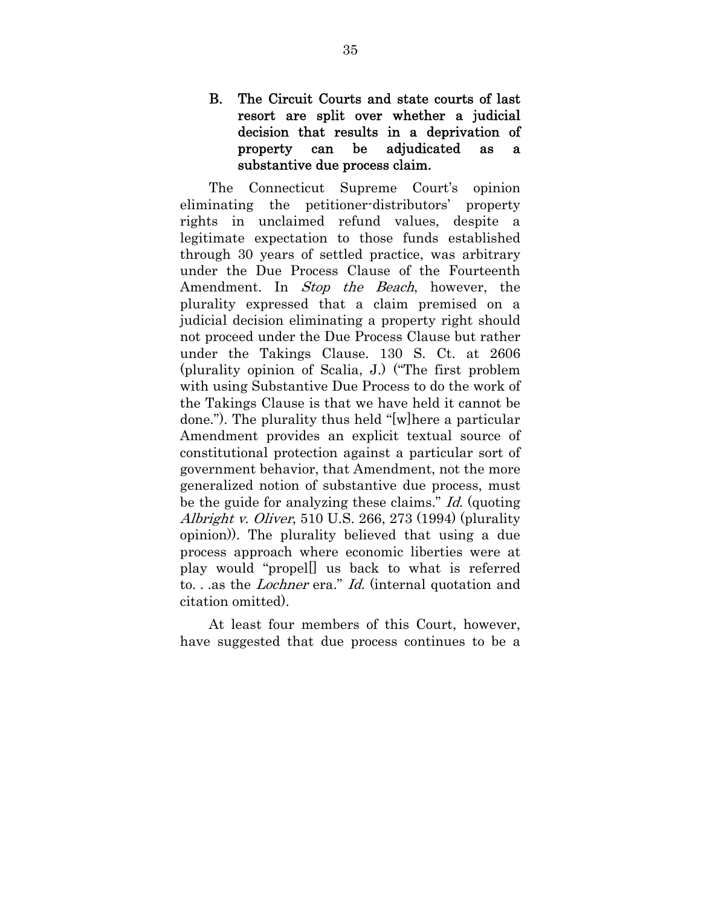### B. The Circuit Courts and state courts of last resort are split over whether a judicial decision that results in a deprivation of property can be adjudicated as a substantive due process claim.

The Connecticut Supreme Court's opinion eliminating the petitioner-distributors' property rights in unclaimed refund values, despite a legitimate expectation to those funds established through 30 years of settled practice, was arbitrary under the Due Process Clause of the Fourteenth Amendment. In *Stop the Beach*, however, the plurality expressed that a claim premised on a judicial decision eliminating a property right should not proceed under the Due Process Clause but rather under the Takings Clause. 130 S. Ct. at 2606 (plurality opinion of Scalia, J.) ("The first problem with using Substantive Due Process to do the work of the Takings Clause is that we have held it cannot be done."). The plurality thus held "[w]here a particular Amendment provides an explicit textual source of constitutional protection against a particular sort of government behavior, that Amendment, not the more generalized notion of substantive due process, must be the guide for analyzing these claims." *Id.* (quoting *Albright v. Oliver*, 510 U.S. 266, 273 (1994) (plurality opinion)). The plurality believed that using a due process approach where economic liberties were at play would "propel[] us back to what is referred to. . .as the *Lochner* era." *Id.* (internal quotation and citation omitted).

At least four members of this Court, however, have suggested that due process continues to be a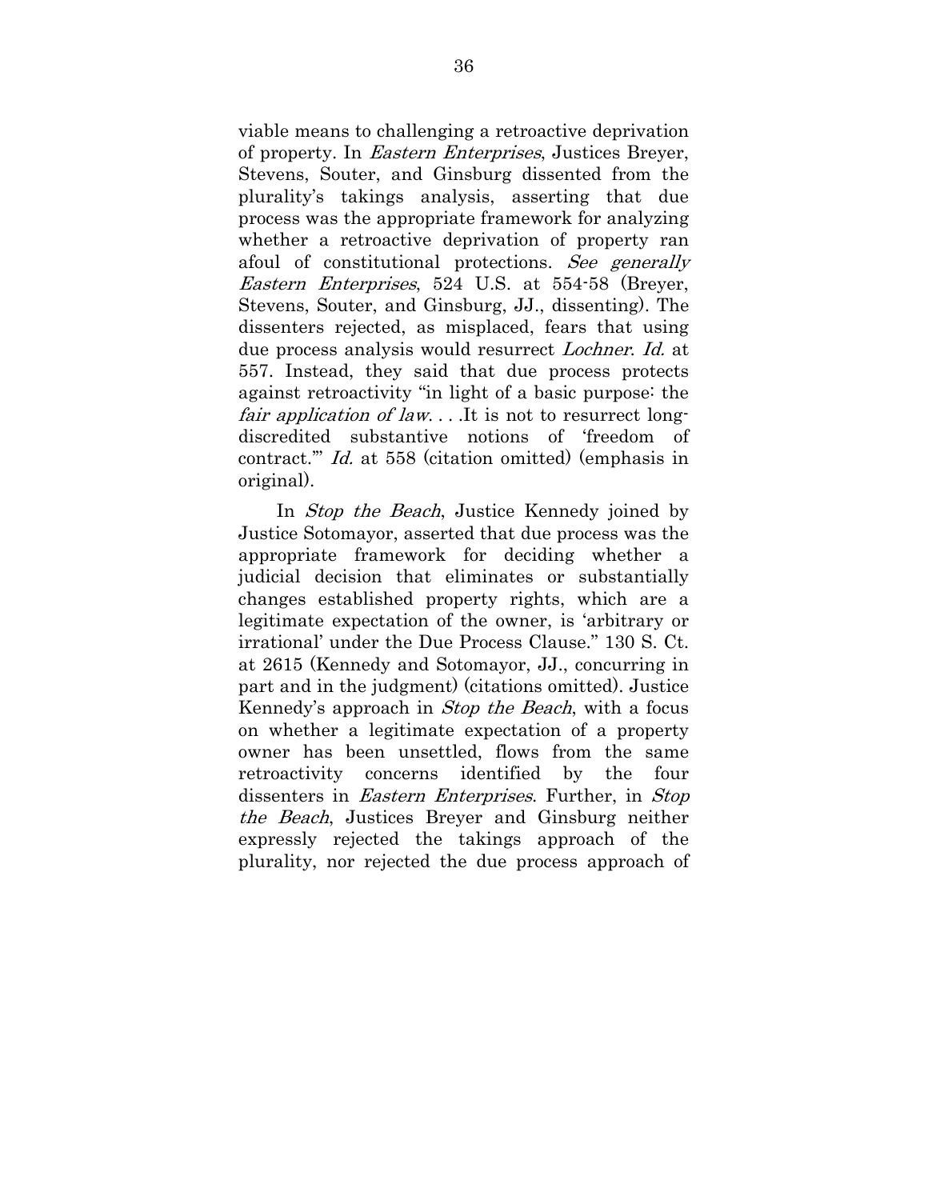viable means to challenging a retroactive deprivation of property. In *Eastern Enterprises*, Justices Breyer, Stevens, Souter, and Ginsburg dissented from the plurality's takings analysis, asserting that due process was the appropriate framework for analyzing whether a retroactive deprivation of property ran afoul of constitutional protections. *See generally Eastern Enterprises*, 524 U.S. at 554-58 (Breyer, Stevens, Souter, and Ginsburg, JJ., dissenting). The dissenters rejected, as misplaced, fears that using due process analysis would resurrect *Lochner*. *Id.* at 557. Instead, they said that due process protects against retroactivity "in light of a basic purpose: the *fair application of law*. . . .It is not to resurrect long-discredited substantive notions of 'freedom of contract.'" *Id.* at 558 (citation omitted) (emphasis in original).

In *Stop the Beach*, Justice Kennedy joined by Justice Sotomayor, asserted that due process was the appropriate framework for deciding whether a judicial decision that eliminates or substantially changes established property rights, which are a legitimate expectation of the owner, is 'arbitrary or irrational' under the Due Process Clause." 130 S. Ct. at 2615 (Kennedy and Sotomayor, JJ., concurring in part and in the judgment) (citations omitted). Justice Kennedy's approach in *Stop the Beach*, with a focus on whether a legitimate expectation of a property owner has been unsettled, flows from the same retroactivity concerns identified by the four dissenters in *Eastern Enterprises*. Further, in *Stop the Beach*, Justices Breyer and Ginsburg neither expressly rejected the takings approach of the plurality, nor rejected the due process approach of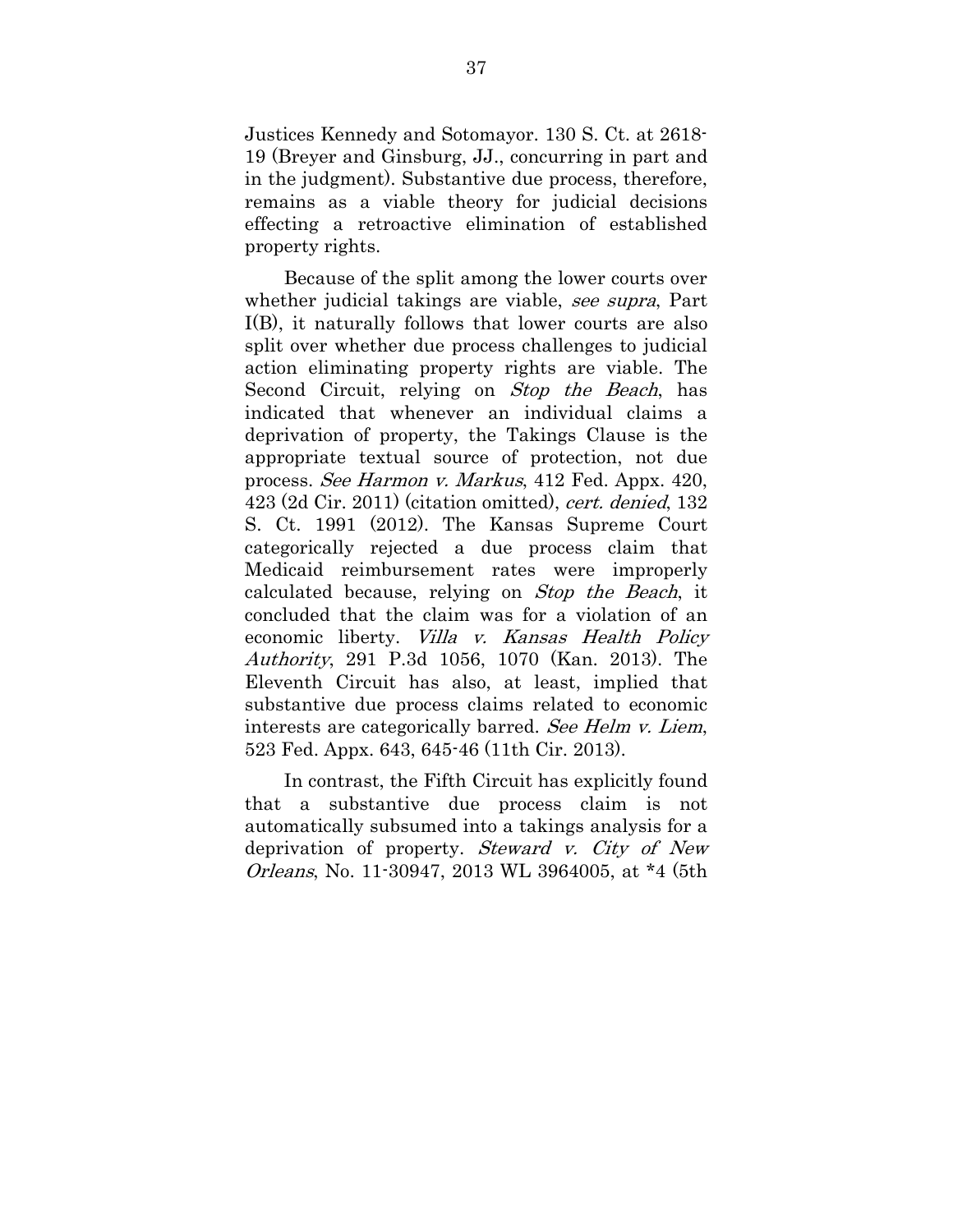Justices Kennedy and Sotomayor. 130 S. Ct. at 2618-19 (Breyer and Ginsburg, JJ., concurring in part and in the judgment). Substantive due process, therefore, remains as a viable theory for judicial decisions effecting a retroactive elimination of established property rights.

Because of the split among the lower courts over whether judicial takings are viable, *see supra*, Part I(B), it naturally follows that lower courts are also split over whether due process challenges to judicial action eliminating property rights are viable. The Second Circuit, relying on *Stop the Beach*, has indicated that whenever an individual claims a deprivation of property, the Takings Clause is the appropriate textual source of protection, not due process. *See Harmon v. Markus*, 412 Fed. Appx. 420, 423 (2d Cir. 2011) (citation omitted), *cert. denied*, 132 S. Ct. 1991 (2012). The Kansas Supreme Court categorically rejected a due process claim that Medicaid reimbursement rates were improperly calculated because, relying on *Stop the Beach*, it concluded that the claim was for a violation of an economic liberty. *Villa v. Kansas Health Policy Authority*, 291 P.3d 1056, 1070 (Kan. 2013). The Eleventh Circuit has also, at least, implied that substantive due process claims related to economic interests are categorically barred. *See Helm v. Liem*, 523 Fed. Appx. 643, 645-46 (11th Cir. 2013).

In contrast, the Fifth Circuit has explicitly found that a substantive due process claim is not automatically subsumed into a takings analysis for a deprivation of property. *Steward v. City of New Orleans*, No. 11-30947, 2013 WL 3964005, at *4 (5th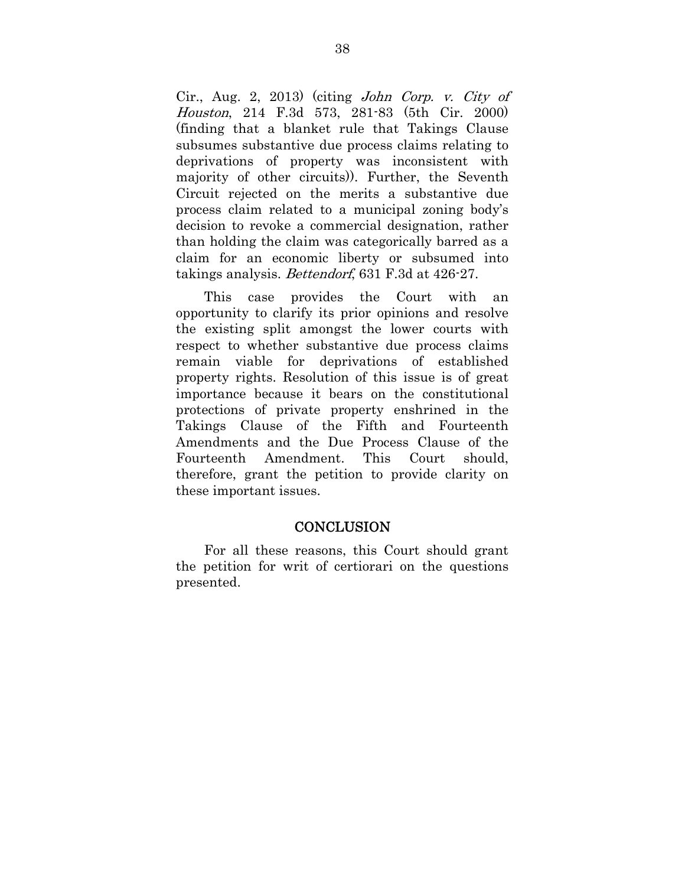Cir., Aug. 2, 2013) (citing *John Corp. v. City of Houston*, 214 F.3d 573, 281-83 (5th Cir. 2000) (finding that a blanket rule that Takings Clause subsumes substantive due process claims relating to deprivations of property was inconsistent with majority of other circuits)). Further, the Seventh Circuit rejected on the merits a substantive due process claim related to a municipal zoning body's decision to revoke a commercial designation, rather than holding the claim was categorically barred as a claim for an economic liberty or subsumed into takings analysis. *Bettendorf*, 631 F.3d at 426-27.

This case provides the Court with an opportunity to clarify its prior opinions and resolve the existing split amongst the lower courts with respect to whether substantive due process claims remain viable for deprivations of established property rights. Resolution of this issue is of great importance because it bears on the constitutional protections of private property enshrined in the Takings Clause of the Fifth and Fourteenth Amendments and the Due Process Clause of the Fourteenth Amendment. This Court should, therefore, grant the petition to provide clarity on these important issues.

## CONCLUSION

For all these reasons, this Court should grant the petition for writ of certiorari on the questions presented.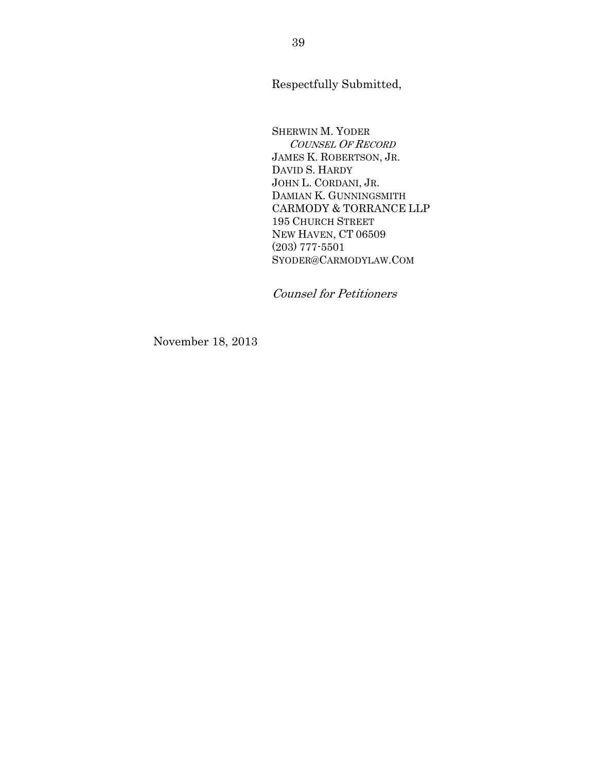Respectfully Submitted,

SHERWIN M. YODER  
*COUNSEL OF RECORD*  
JAMES K. ROBERTSON, JR.  
DAVID S. HARDY  
JOHN L. CORDANI, JR.  
DAMIAN K. GUNNINGSMITH  
CARMODY & TORRANCE LLP  
195 CHURCH STREET  
NEW HAVEN, CT 06509  
(203) 777-5501  
SYODER@CARMODYLAW.COM

*Counsel for Petitioners*

November 18, 2013